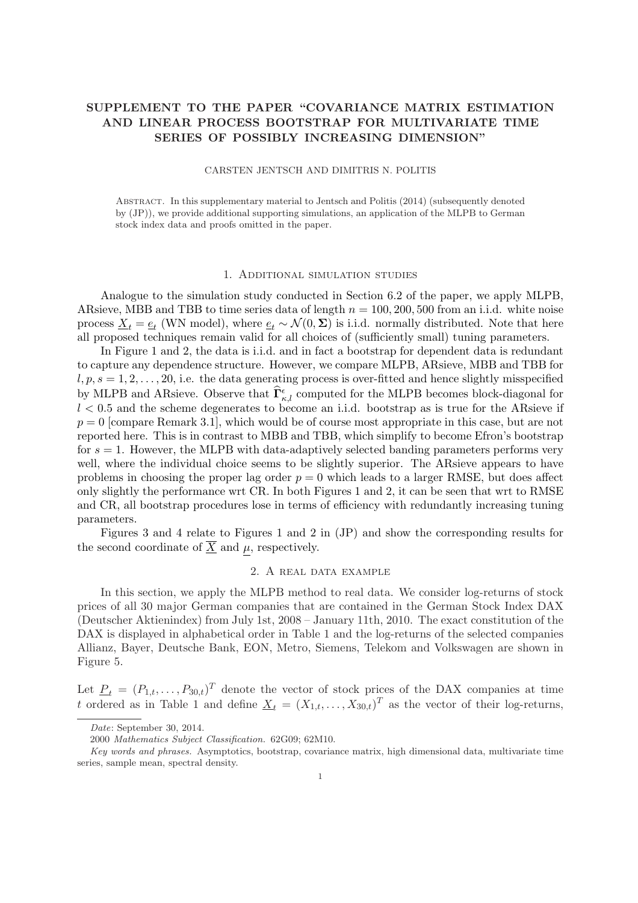# SUPPLEMENT TO THE PAPER "COVARIANCE MATRIX ESTIMATION AND LINEAR PROCESS BOOTSTRAP FOR MULTIVARIATE TIME SERIES OF POSSIBLY INCREASING DIMENSION"

CARSTEN JENTSCH AND DIMITRIS N. POLITIS

Abstract. In this supplementary material to Jentsch and Politis (2014) (subsequently denoted by (JP)), we provide additional supporting simulations, an application of the MLPB to German stock index data and proofs omitted in the paper.

## 1. Additional simulation studies

Analogue to the simulation study conducted in Section 6.2 of the paper, we apply MLPB, ARsieve, MBB and TBB to time series data of length $n = 100, 200, 500$ from an i.i.d. white noise process $\underline{X}_t = \underline{e}_t$ (WN model), where $\underline{e}_t \sim \mathcal{N}(0, \mathbf{\Sigma})$ is i.i.d. normally distributed. Note that here all proposed techniques remain valid for all choices of (sufficiently small) tuning parameters.

In Figure 1 and 2, the data is i.i.d. and in fact a bootstrap for dependent data is redundant to capture any dependence structure. However, we compare MLPB, ARsieve, MBB and TBB for $l, p, s = 1, 2, \ldots, 20$, i.e. the data generating process is over-fitted and hence slightly misspecified by MLPB and ARsieve. Observe that $\widehat{\mathbf{\Gamma}}^{\epsilon}_{\kappa,l}$ computed for the MLPB becomes block-diagonal for $l < 0.5$ and the scheme degenerates to become an i.i.d. bootstrap as is true for the ARsieve if $p = 0$ [compare Remark 3.1], which would be of course most appropriate in this case, but are not reported here. This is in contrast to MBB and TBB, which simplify to become Efron's bootstrap for $s = 1$. However, the MLPB with data-adaptively selected banding parameters performs very well, where the individual choice seems to be slightly superior. The ARsieve appears to have problems in choosing the proper lag order $p = 0$ which leads to a larger RMSE, but does affect only slightly the performance wrt CR. In both Figures 1 and 2, it can be seen that wrt to RMSE and CR, all bootstrap procedures lose in terms of efficiency with redundantly increasing tuning parameters.

Figures 3 and 4 relate to Figures 1 and 2 in (JP) and show the corresponding results for the second coordinate of $\overline{X}$ and $\underline{\mu}$, respectively.

## 2. A real data example

In this section, we apply the MLPB method to real data. We consider log-returns of stock prices of all 30 major German companies that are contained in the German Stock Index DAX (Deutscher Aktienindex) from July 1st, 2008 – January 11th, 2010. The exact constitution of the DAX is displayed in alphabetical order in Table 1 and the log-returns of the selected companies Allianz, Bayer, Deutsche Bank, EON, Metro, Siemens, Telekom and Volkswagen are shown in Figure 5.

Let $\underline{P}_t = (P_{1,t}, \ldots, P_{30,t})^T$ denote the vector of stock prices of the DAX companies at time $t$ ordered as in Table 1 and define $\underline{X}_t = (X_{1,t}, \ldots, X_{30,t})^T$ as the vector of their log-returns,

---

*Date*: September 30, 2014.

2000 *Mathematics Subject Classification.* 62G09; 62M10.

*Key words and phrases.* Asymptotics, bootstrap, covariance matrix, high dimensional data, multivariate time series, sample mean, spectral density.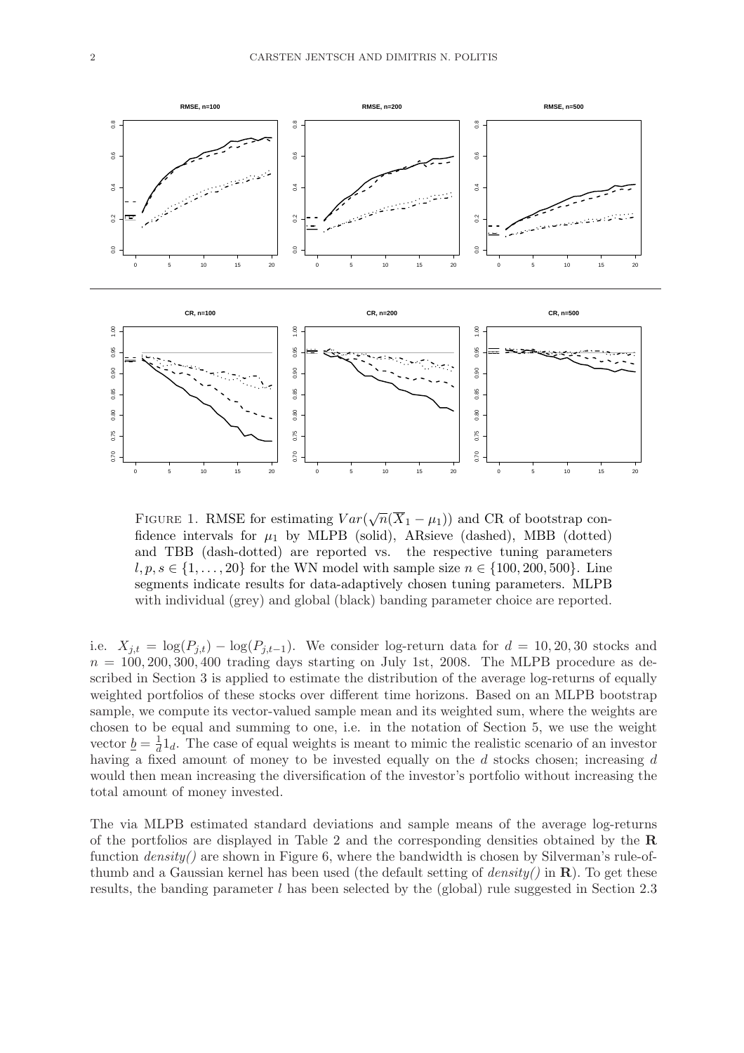FIGURE 1. RMSE for estimating $Var(\sqrt{n}(\overline{X}_1 - \mu_1))$ and CR of bootstrap confidence intervals for $\mu_1$ by MLPB (solid), ARsieve (dashed), MBB (dotted) and TBB (dash-dotted) are reported vs. the respective tuning parameters $l, p, s \in \{1, \ldots, 20\}$ for the WN model with sample size $n \in \{100, 200, 500\}$. Line segments indicate results for data-adaptively chosen tuning parameters. MLPB with individual (grey) and global (black) banding parameter choice are reported.

i.e. $X_{j,t} = \log(P_{j,t}) - \log(P_{j,t-1})$. We consider log-return data for $d = 10, 20, 30$ stocks and $n = 100, 200, 300, 400$ trading days starting on July 1st, 2008. The MLPB procedure as described in Section 3 is applied to estimate the distribution of the average log-returns of equally weighted portfolios of these stocks over different time horizons. Based on an MLPB bootstrap sample, we compute its vector-valued sample mean and its weighted sum, where the weights are chosen to be equal and summing to one, i.e. in the notation of Section 5, we use the weight vector $\underline{b} = \frac{1}{d}1_d$. The case of equal weights is meant to mimic the realistic scenario of an investor having a fixed amount of money to be invested equally on the $d$ stocks chosen; increasing $d$ would then mean increasing the diversification of the investor's portfolio without increasing the total amount of money invested.

The via MLPB estimated standard deviations and sample means of the average log-returns of the portfolios are displayed in Table 2 and the corresponding densities obtained by the **R** function *density()* are shown in Figure 6, where the bandwidth is chosen by Silverman's rule-of-thumb and a Gaussian kernel has been used (the default setting of *density()* in **R**). To get these results, the banding parameter $l$ has been selected by the (global) rule suggested in Section 2.3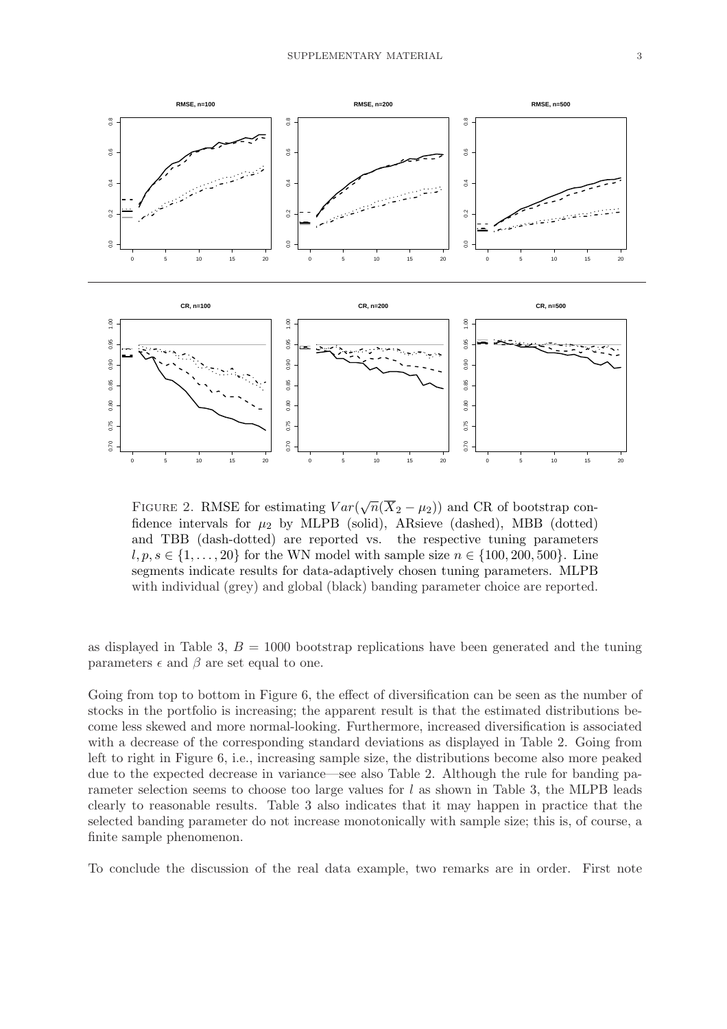Figure 2. RMSE for estimating $Var(\sqrt{n}(\overline{X}_2 - \mu_2))$ and CR of bootstrap confidence intervals for $\mu_2$ by MLPB (solid), ARsieve (dashed), MBB (dotted) and TBB (dash-dotted) are reported vs. the respective tuning parameters $l, p, s \in \{1, \ldots, 20\}$ for the WN model with sample size $n \in \{100, 200, 500\}$. Line segments indicate results for data-adaptively chosen tuning parameters. MLPB with individual (grey) and global (black) banding parameter choice are reported.

as displayed in Table 3, $B = 1000$ bootstrap replications have been generated and the tuning parameters $\epsilon$ and $\beta$ are set equal to one.

Going from top to bottom in Figure 6, the effect of diversification can be seen as the number of stocks in the portfolio is increasing; the apparent result is that the estimated distributions become less skewed and more normal-looking. Furthermore, increased diversification is associated with a decrease of the corresponding standard deviations as displayed in Table 2. Going from left to right in Figure 6, i.e., increasing sample size, the distributions become also more peaked due to the expected decrease in variance—see also Table 2. Although the rule for banding parameter selection seems to choose too large values for $l$ as shown in Table 3, the MLPB leads clearly to reasonable results. Table 3 also indicates that it may happen in practice that the selected banding parameter do not increase monotonically with sample size; this is, of course, a finite sample phenomenon.

To conclude the discussion of the real data example, two remarks are in order. First note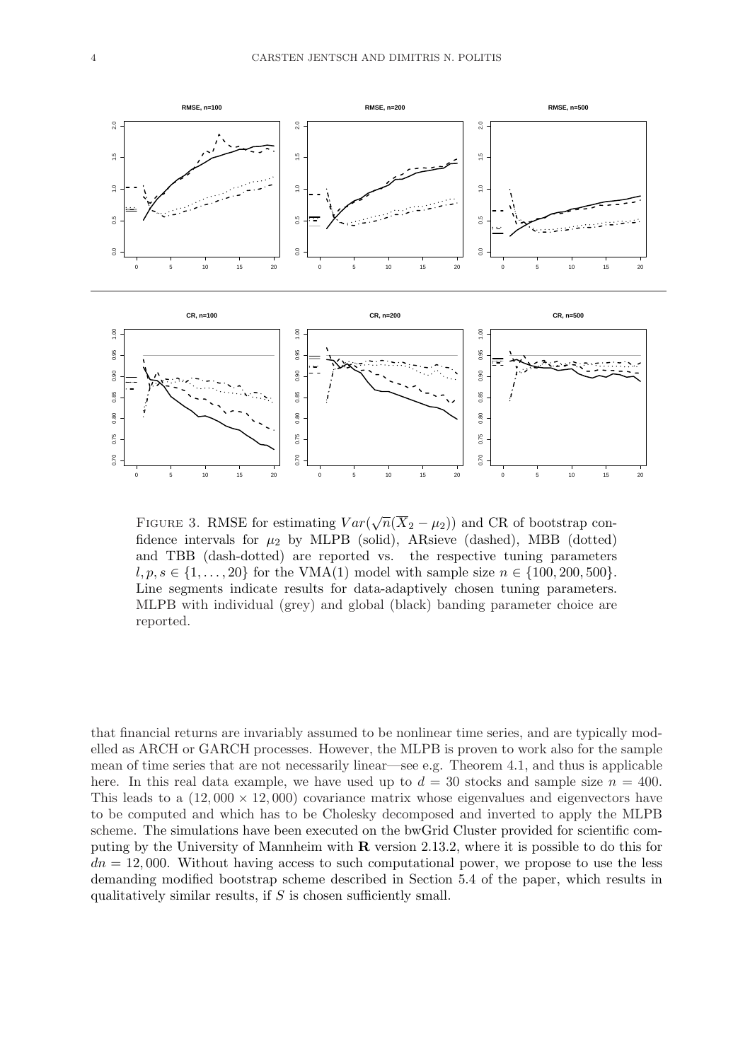FIGURE 3. RMSE for estimating $Var(\sqrt{n}(\overline{X}_2 - \mu_2))$ and CR of bootstrap confidence intervals for $\mu_2$ by MLPB (solid), ARsieve (dashed), MBB (dotted) and TBB (dash-dotted) are reported vs. the respective tuning parameters $l, p, s \in \{1, \ldots, 20\}$ for the VMA(1) model with sample size $n \in \{100, 200, 500\}$. Line segments indicate results for data-adaptively chosen tuning parameters. MLPB with individual (grey) and global (black) banding parameter choice are reported.

that financial returns are invariably assumed to be nonlinear time series, and are typically modelled as ARCH or GARCH processes. However, the MLPB is proven to work also for the sample mean of time series that are not necessarily linear—see e.g. Theorem 4.1, and thus is applicable here. In this real data example, we have used up to $d = 30$ stocks and sample size $n = 400$. This leads to a $(12,000 \times 12,000)$ covariance matrix whose eigenvalues and eigenvectors have to be computed and which has to be Cholesky decomposed and inverted to apply the MLPB scheme. The simulations have been executed on the bwGrid Cluster provided for scientific computing by the University of Mannheim with **R** version 2.13.2, where it is possible to do this for $dn = 12,000$. Without having access to such computational power, we propose to use the less demanding modified bootstrap scheme described in Section 5.4 of the paper, which results in qualitatively similar results, if $S$ is chosen sufficiently small.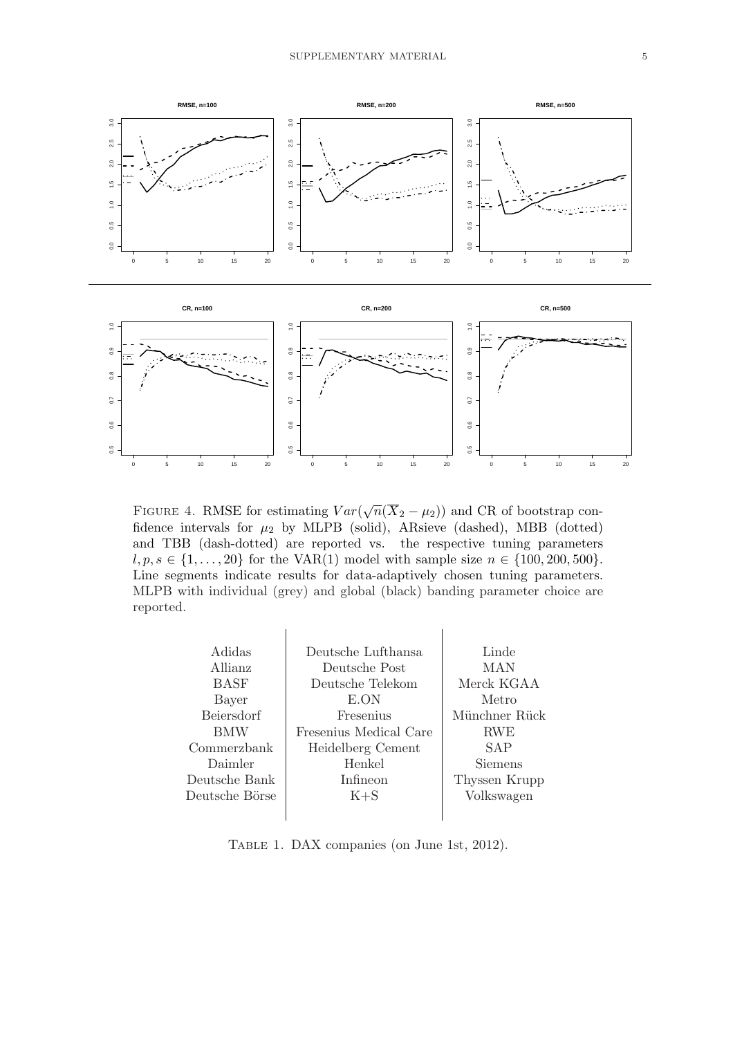FIGURE 4. RMSE for estimating $Var(\sqrt{n}(\overline{X}_2 - \mu_2))$ and CR of bootstrap confidence intervals for $\mu_2$ by MLPB (solid), ARsieve (dashed), MBB (dotted) and TBB (dash-dotted) are reported vs. the respective tuning parameters $l, p, s \in \{1, \ldots, 20\}$ for the VAR(1) model with sample size $n \in \{100, 200, 500\}$. Line segments indicate results for data-adaptively chosen tuning parameters. MLPB with individual (grey) and global (black) banding parameter choice are reported.

| | | |
|---|---|---|
| Adidas | Deutsche Lufthansa | Linde |
| Allianz | Deutsche Post | MAN |
| BASF | Deutsche Telekom | Merck KGAA |
| Bayer | E.ON | Metro |
| Beiersdorf | Fresenius | Münchner Rück |
| BMW | Fresenius Medical Care | RWE |
| Commerzbank | Heidelberg Cement | SAP |
| Daimler | Henkel | Siemens |
| Deutsche Bank | Infineon | Thyssen Krupp |
| Deutsche Börse | K+S | Volkswagen |

TABLE 1. DAX companies (on June 1st, 2012).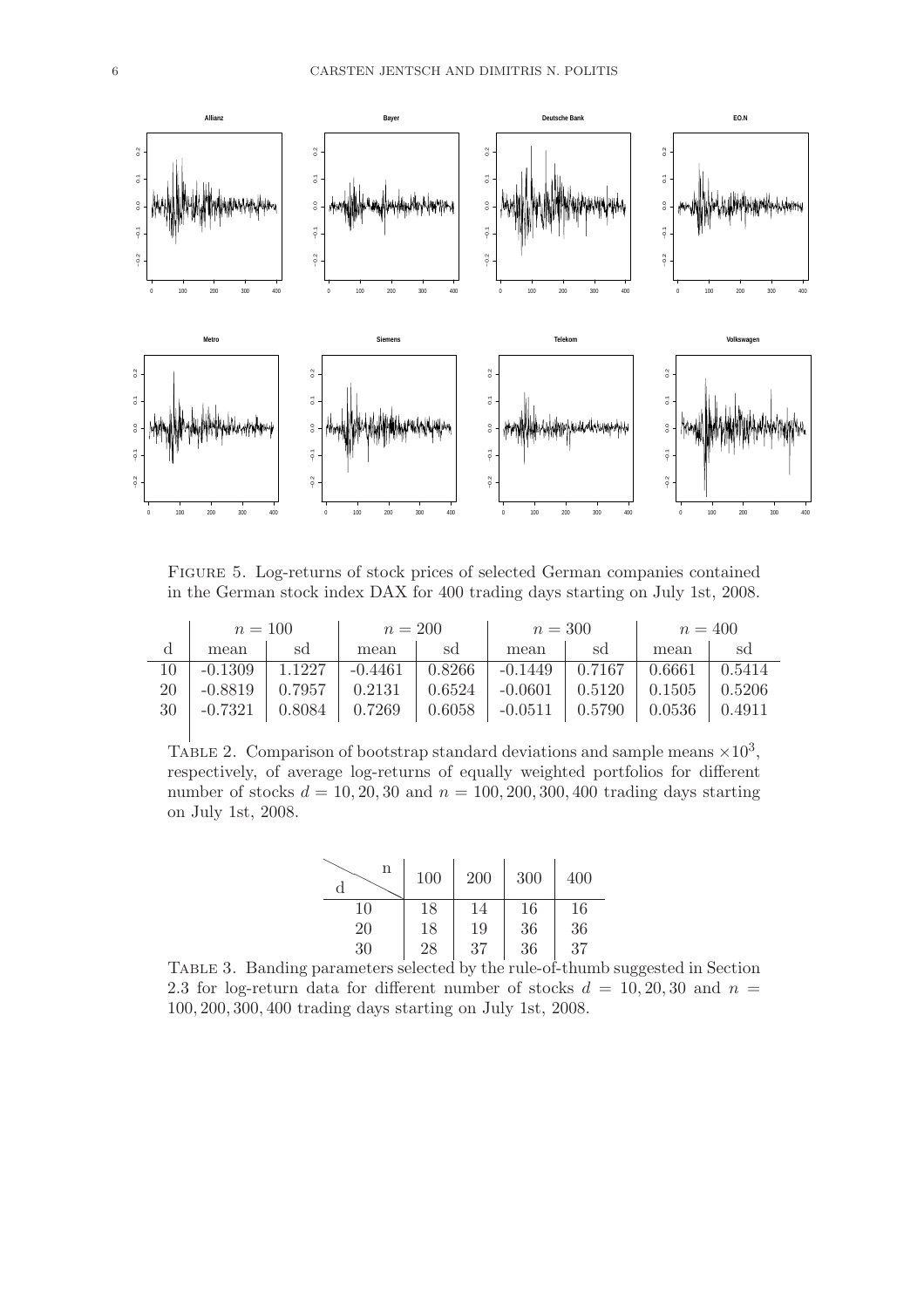Figure 5. Log-returns of stock prices of selected German companies contained in the German stock index DAX for 400 trading days starting on July 1st, 2008.

| | $n = 100$ | | $n = 200$ | | $n = 300$ | | $n = 400$ | |
|---|---|---|---|---|---|---|---|---|
| d | mean | sd | mean | sd | mean | sd | mean | sd |
| 10 | -0.1309 | 1.1227 | -0.4461 | 0.8266 | -0.1449 | 0.7167 | 0.6661 | 0.5414 |
| 20 | -0.8819 | 0.7957 | 0.2131 | 0.6524 | -0.0601 | 0.5120 | 0.1505 | 0.5206 |
| 30 | -0.7321 | 0.8084 | 0.7269 | 0.6058 | -0.0511 | 0.5790 | 0.0536 | 0.4911 |

Table 2. Comparison of bootstrap standard deviations and sample means $\times 10^3$, respectively, of average log-returns of equally weighted portfolios for different number of stocks $d = 10, 20, 30$ and $n = 100, 200, 300, 400$ trading days starting on July 1st, 2008.

| d \ n | 100 | 200 | 300 | 400 |
|---|---|---|---|---|
| 10 | 18 | 14 | 16 | 16 |
| 20 | 18 | 19 | 36 | 36 |
| 30 | 28 | 37 | 36 | 37 |

Table 3. Banding parameters selected by the rule-of-thumb suggested in Section 2.3 for log-return data for different number of stocks $d = 10, 20, 30$ and $n = 100, 200, 300, 400$ trading days starting on July 1st, 2008.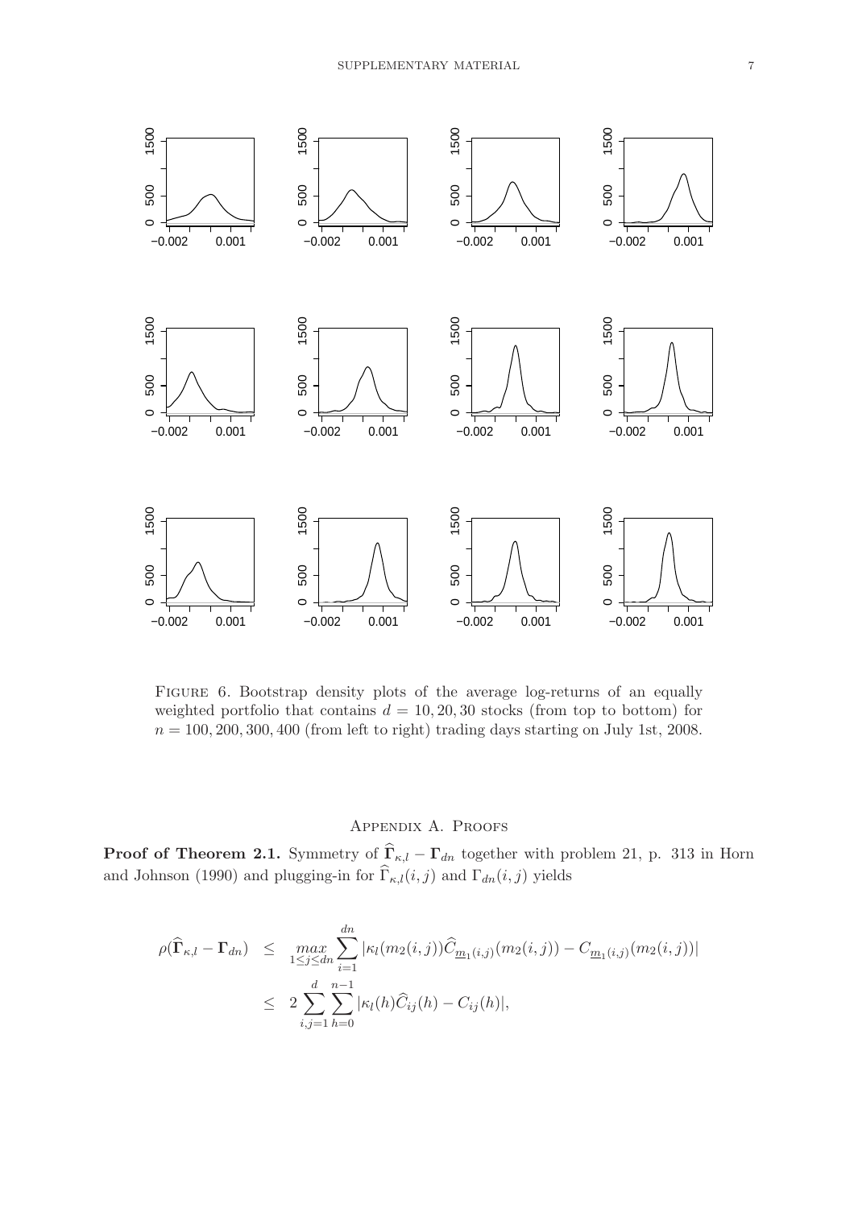Figure 6. Bootstrap density plots of the average log-returns of an equally weighted portfolio that contains $d = 10, 20, 30$ stocks (from top to bottom) for $n = 100, 200, 300, 400$ (from left to right) trading days starting on July 1st, 2008.

# Appendix A. Proofs

**Proof of Theorem 2.1.** Symmetry of $\widehat{\mathbf{\Gamma}}_{\kappa,l} - \mathbf{\Gamma}_{dn}$ together with problem 21, p. 313 in Horn and Johnson (1990) and plugging-in for $\widehat{\Gamma}_{\kappa,l}(i,j)$ and $\Gamma_{dn}(i,j)$ yields

$$
\begin{aligned}
\rho(\widehat{\mathbf{\Gamma}}_{\kappa,l} - \mathbf{\Gamma}_{dn}) &\leq \max_{1 \leq j \leq dn} \sum_{i=1}^{dn} |\kappa_l(m_2(i,j))\widehat{C}_{\underline{m}_1(i,j)}(m_2(i,j)) - C_{\underline{m}_1(i,j)}(m_2(i,j))| \\
&\leq 2 \sum_{i,j=1}^{d} \sum_{h=0}^{n-1} |\kappa_l(h)\widehat{C}_{ij}(h) - C_{ij}(h)|,
\end{aligned}
$$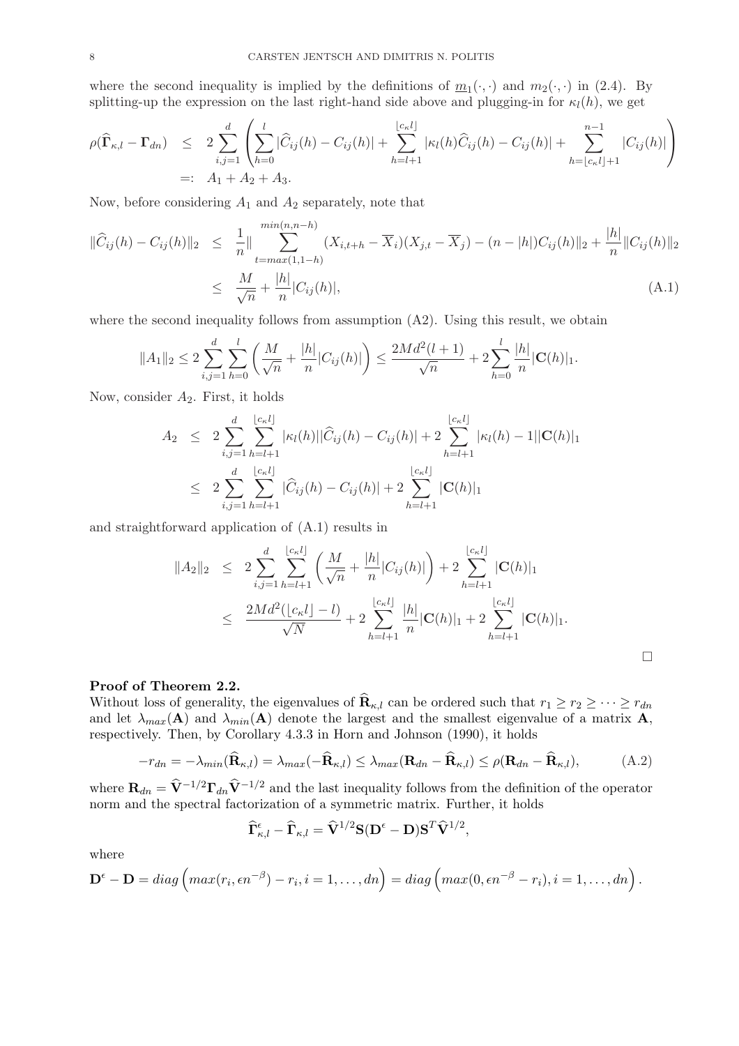where the second inequality is implied by the definitions of $\underline{m}_1(\cdot,\cdot)$ and $m_2(\cdot,\cdot)$ in (2.4). By splitting-up the expression on the last right-hand side above and plugging-in for $\kappa_l(h)$, we get

$$\begin{aligned}
\rho(\widehat{\mathbf{\Gamma}}_{\kappa,l}-\mathbf{\Gamma}_{dn}) &\leq 2\sum_{i,j=1}^{d}\left(\sum_{h=0}^{l}|\widehat{C}_{ij}(h)-C_{ij}(h)|+\sum_{h=l+1}^{\lfloor c_\kappa l\rfloor}|\kappa_l(h)\widehat{C}_{ij}(h)-C_{ij}(h)|+\sum_{h=\lfloor c_\kappa l\rfloor+1}^{n-1}|C_{ij}(h)|\right)\\
&=: A_1+A_2+A_3.
\end{aligned}$$

Now, before considering $A_1$ and $A_2$ separately, note that

$$\begin{aligned}
\|\widehat{C}_{ij}(h)-C_{ij}(h)\|_2 &\leq \frac{1}{n}\|\sum_{t=max(1,1-h)}^{min(n,n-h)}(X_{i,t+h}-\overline{X}_i)(X_{j,t}-\overline{X}_j)-(n-|h|)C_{ij}(h)\|_2+\frac{|h|}{n}\|C_{ij}(h)\|_2\\
&\leq \frac{M}{\sqrt{n}}+\frac{|h|}{n}|C_{ij}(h)|, \qquad\qquad (A.1)
\end{aligned}$$

where the second inequality follows from assumption (A2). Using this result, we obtain

$$\|A_1\|_2\leq 2\sum_{i,j=1}^{d}\sum_{h=0}^{l}\left(\frac{M}{\sqrt{n}}+\frac{|h|}{n}|C_{ij}(h)|\right)\leq\frac{2Md^2(l+1)}{\sqrt{n}}+2\sum_{h=0}^{l}\frac{|h|}{n}|\mathbf{C}(h)|_1.$$

Now, consider $A_2$. First, it holds

$$\begin{aligned}
A_2 &\leq 2\sum_{i,j=1}^{d}\sum_{h=l+1}^{\lfloor c_\kappa l\rfloor}|\kappa_l(h)||\widehat{C}_{ij}(h)-C_{ij}(h)|+2\sum_{h=l+1}^{\lfloor c_\kappa l\rfloor}|\kappa_l(h)-1||\mathbf{C}(h)|_1\\
&\leq 2\sum_{i,j=1}^{d}\sum_{h=l+1}^{\lfloor c_\kappa l\rfloor}|\widehat{C}_{ij}(h)-C_{ij}(h)|+2\sum_{h=l+1}^{\lfloor c_\kappa l\rfloor}|\mathbf{C}(h)|_1
\end{aligned}$$

and straightforward application of (A.1) results in

$$\begin{aligned}
\|A_2\|_2 &\leq 2\sum_{i,j=1}^{d}\sum_{h=l+1}^{\lfloor c_\kappa l\rfloor}\left(\frac{M}{\sqrt{n}}+\frac{|h|}{n}|C_{ij}(h)|\right)+2\sum_{h=l+1}^{\lfloor c_\kappa l\rfloor}|\mathbf{C}(h)|_1\\
&\leq \frac{2Md^2(\lfloor c_\kappa l\rfloor-l)}{\sqrt{N}}+2\sum_{h=l+1}^{\lfloor c_\kappa l\rfloor}\frac{|h|}{n}|\mathbf{C}(h)|_1+2\sum_{h=l+1}^{\lfloor c_\kappa l\rfloor}|\mathbf{C}(h)|_1.
\end{aligned}$$

□

**Proof of Theorem 2.2.**
Without loss of generality, the eigenvalues of $\widehat{\mathbf{R}}_{\kappa,l}$ can be ordered such that $r_1\geq r_2\geq\cdots\geq r_{dn}$ and let $\lambda_{max}(\mathbf{A})$ and $\lambda_{min}(\mathbf{A})$ denote the largest and the smallest eigenvalue of a matrix $\mathbf{A}$, respectively. Then, by Corollary 4.3.3 in Horn and Johnson (1990), it holds

$$-r_{dn}=-\lambda_{min}(\widehat{\mathbf{R}}_{\kappa,l})=\lambda_{max}(-\widehat{\mathbf{R}}_{\kappa,l})\leq\lambda_{max}(\mathbf{R}_{dn}-\widehat{\mathbf{R}}_{\kappa,l})\leq\rho(\mathbf{R}_{dn}-\widehat{\mathbf{R}}_{\kappa,l}), \qquad (A.2)$$

where $\mathbf{R}_{dn}=\widehat{\mathbf{V}}^{-1/2}\mathbf{\Gamma}_{dn}\widehat{\mathbf{V}}^{-1/2}$ and the last inequality follows from the definition of the operator norm and the spectral factorization of a symmetric matrix. Further, it holds

$$\widehat{\mathbf{\Gamma}}_{\kappa,l}^{\epsilon}-\widehat{\mathbf{\Gamma}}_{\kappa,l}=\widehat{\mathbf{V}}^{1/2}\mathbf{S}(\mathbf{D}^{\epsilon}-\mathbf{D})\mathbf{S}^T\widehat{\mathbf{V}}^{1/2},$$

where

$$\mathbf{D}^{\epsilon}-\mathbf{D}=diag\left(max(r_i,\epsilon n^{-\beta})-r_i,i=1,\ldots,dn\right)=diag\left(max(0,\epsilon n^{-\beta}-r_i),i=1,\ldots,dn\right).$$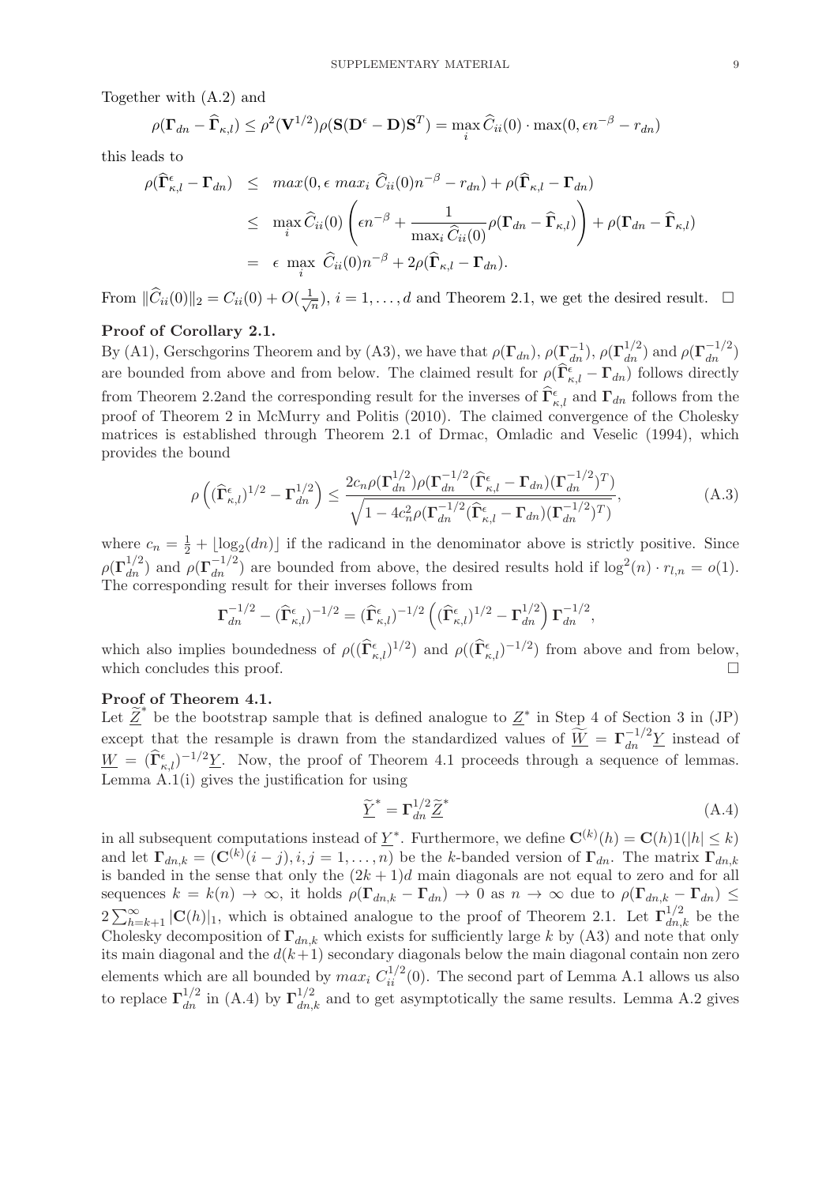Together with (A.2) and

$$\rho(\mathbf{\Gamma}_{dn} - \widehat{\mathbf{\Gamma}}_{\kappa,l}) \leq \rho^2(\mathbf{V}^{1/2})\rho(\mathbf{S}(\mathbf{D}^\epsilon - \mathbf{D})\mathbf{S}^T) = \max_i \widehat{C}_{ii}(0) \cdot \max(0, \epsilon n^{-\beta} - r_{dn})$$

this leads to

$$\begin{aligned}
\rho(\widehat{\mathbf{\Gamma}}^\epsilon_{\kappa,l} - \mathbf{\Gamma}_{dn}) &\leq max(0, \epsilon \; max_i \; \widehat{C}_{ii}(0) n^{-\beta} - r_{dn}) + \rho(\widehat{\mathbf{\Gamma}}_{\kappa,l} - \mathbf{\Gamma}_{dn}) \\
&\leq \max_i \widehat{C}_{ii}(0) \left( \epsilon n^{-\beta} + \frac{1}{\max_i \widehat{C}_{ii}(0)} \rho(\mathbf{\Gamma}_{dn} - \widehat{\mathbf{\Gamma}}_{\kappa,l}) \right) + \rho(\mathbf{\Gamma}_{dn} - \widehat{\mathbf{\Gamma}}_{\kappa,l}) \\
&= \epsilon \; \max_i \; \widehat{C}_{ii}(0) n^{-\beta} + 2\rho(\widehat{\mathbf{\Gamma}}_{\kappa,l} - \mathbf{\Gamma}_{dn}).
\end{aligned}$$

From $\|\widehat{C}_{ii}(0)\|_2 = C_{ii}(0) + O(\frac{1}{\sqrt{n}})$, $i = 1, \ldots, d$ and Theorem 2.1, we get the desired result. $\square$

**Proof of Corollary 2.1.**
By (A1), Gerschgorins Theorem and by (A3), we have that $\rho(\mathbf{\Gamma}_{dn})$, $\rho(\mathbf{\Gamma}_{dn}^{-1})$, $\rho(\mathbf{\Gamma}_{dn}^{1/2})$ and $\rho(\mathbf{\Gamma}_{dn}^{-1/2})$ are bounded from above and from below. The claimed result for $\rho(\widehat{\mathbf{\Gamma}}^\epsilon_{\kappa,l} - \mathbf{\Gamma}_{dn})$ follows directly from Theorem 2.2and the corresponding result for the inverses of $\widehat{\mathbf{\Gamma}}^\epsilon_{\kappa,l}$ and $\mathbf{\Gamma}_{dn}$ follows from the proof of Theorem 2 in McMurry and Politis (2010). The claimed convergence of the Cholesky matrices is established through Theorem 2.1 of Drmac, Omladic and Veselic (1994), which provides the bound

$$\rho\left((\widehat{\mathbf{\Gamma}}^\epsilon_{\kappa,l})^{1/2} - \mathbf{\Gamma}_{dn}^{1/2}\right) \leq \frac{2c_n \rho(\mathbf{\Gamma}_{dn}^{1/2})\rho(\mathbf{\Gamma}_{dn}^{-1/2}(\widehat{\mathbf{\Gamma}}^\epsilon_{\kappa,l} - \mathbf{\Gamma}_{dn})(\mathbf{\Gamma}_{dn}^{-1/2})^T)}{\sqrt{1 - 4c_n^2 \rho(\mathbf{\Gamma}_{dn}^{-1/2}(\widehat{\mathbf{\Gamma}}^\epsilon_{\kappa,l} - \mathbf{\Gamma}_{dn})(\mathbf{\Gamma}_{dn}^{-1/2})^T)}}, \tag{A.3}$$

where $c_n = \frac{1}{2} + \lfloor \log_2(dn) \rfloor$ if the radicand in the denominator above is strictly positive. Since $\rho(\mathbf{\Gamma}_{dn}^{1/2})$ and $\rho(\mathbf{\Gamma}_{dn}^{-1/2})$ are bounded from above, the desired results hold if $\log^2(n) \cdot r_{l,n} = o(1)$. The corresponding result for their inverses follows from

$$\mathbf{\Gamma}_{dn}^{-1/2} - (\widehat{\mathbf{\Gamma}}^\epsilon_{\kappa,l})^{-1/2} = (\widehat{\mathbf{\Gamma}}^\epsilon_{\kappa,l})^{-1/2}\left((\widehat{\mathbf{\Gamma}}^\epsilon_{\kappa,l})^{1/2} - \mathbf{\Gamma}_{dn}^{1/2}\right)\mathbf{\Gamma}_{dn}^{-1/2},$$

which also implies boundedness of $\rho((\widehat{\mathbf{\Gamma}}^\epsilon_{\kappa,l})^{1/2})$ and $\rho((\widehat{\mathbf{\Gamma}}^\epsilon_{\kappa,l})^{-1/2})$ from above and from below, which concludes this proof. $\square$

**Proof of Theorem 4.1.**
Let $\widetilde{\underline{Z}}^*$ be the bootstrap sample that is defined analogue to $\underline{Z}^*$ in Step 4 of Section 3 in (JP) except that the resample is drawn from the standardized values of $\widetilde{\underline{W}} = \mathbf{\Gamma}_{dn}^{-1/2}\underline{Y}$ instead of $\underline{W} = (\widehat{\mathbf{\Gamma}}^\epsilon_{\kappa,l})^{-1/2}\underline{Y}$. Now, the proof of Theorem 4.1 proceeds through a sequence of lemmas. Lemma A.1(i) gives the justification for using

$$\widetilde{\underline{Y}}^* = \mathbf{\Gamma}_{dn}^{1/2}\widetilde{\underline{Z}}^* \tag{A.4}$$

in all subsequent computations instead of $\underline{Y}^*$. Furthermore, we define $\mathbf{C}^{(k)}(h) = \mathbf{C}(h)1(|h| \leq k)$ and let $\mathbf{\Gamma}_{dn,k} = (\mathbf{C}^{(k)}(i-j), i,j = 1, \ldots, n)$ be the $k$-banded version of $\mathbf{\Gamma}_{dn}$. The matrix $\mathbf{\Gamma}_{dn,k}$ is banded in the sense that only the $(2k+1)d$ main diagonals are not equal to zero and for all sequences $k = k(n) \to \infty$, it holds $\rho(\mathbf{\Gamma}_{dn,k} - \mathbf{\Gamma}_{dn}) \to 0$ as $n \to \infty$ due to $\rho(\mathbf{\Gamma}_{dn,k} - \mathbf{\Gamma}_{dn}) \leq 2\sum_{h=k+1}^\infty |\mathbf{C}(h)|_1$, which is obtained analogue to the proof of Theorem 2.1. Let $\mathbf{\Gamma}_{dn,k}^{1/2}$ be the Cholesky decomposition of $\mathbf{\Gamma}_{dn,k}$ which exists for sufficiently large $k$ by (A3) and note that only its main diagonal and the $d(k+1)$ secondary diagonals below the main diagonal contain non zero elements which are all bounded by $max_i \; C_{ii}^{1/2}(0)$. The second part of Lemma A.1 allows us also to replace $\mathbf{\Gamma}_{dn}^{1/2}$ in (A.4) by $\mathbf{\Gamma}_{dn,k}^{1/2}$ and to get asymptotically the same results. Lemma A.2 gives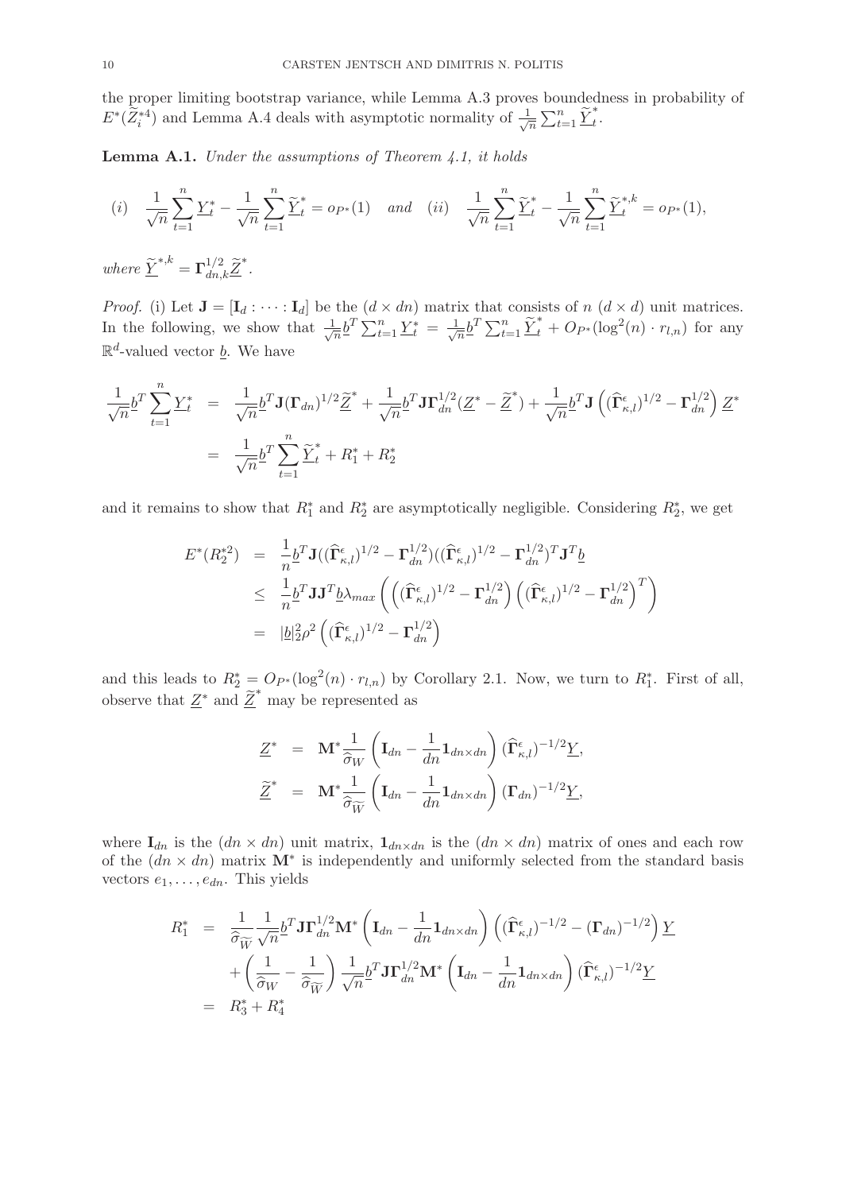the proper limiting bootstrap variance, while Lemma A.3 proves boundedness in probability of $E^*(\widetilde{Z}_i^{*4})$ and Lemma A.4 deals with asymptotic normality of $\frac{1}{\sqrt{n}}\sum_{t=1}^n \underline{\widetilde{Y}}_t^*$.

**Lemma A.1.** *Under the assumptions of Theorem 4.1, it holds*

$$(i)\quad \frac{1}{\sqrt{n}}\sum_{t=1}^n \underline{Y}_t^* - \frac{1}{\sqrt{n}}\sum_{t=1}^n \underline{\widetilde{Y}}_t^* = o_{P^*}(1) \quad \textit{and} \quad (ii)\quad \frac{1}{\sqrt{n}}\sum_{t=1}^n \underline{\widetilde{Y}}_t^* - \frac{1}{\sqrt{n}}\sum_{t=1}^n \underline{\widetilde{Y}}_t^{*,k} = o_{P^*}(1),$$

*where* $\underline{\widetilde{Y}}^{*,k} = \mathbf{\Gamma}_{dn,k}^{1/2}\underline{\widetilde{Z}}^*$.

*Proof.* (i) Let $\mathbf{J} = [\mathbf{I}_d : \cdots : \mathbf{I}_d]$ be the $(d \times dn)$ matrix that consists of $n$ $(d \times d)$ unit matrices. In the following, we show that $\frac{1}{\sqrt{n}}\underline{b}^T\sum_{t=1}^n \underline{Y}_t^* = \frac{1}{\sqrt{n}}\underline{b}^T\sum_{t=1}^n \underline{\widetilde{Y}}_t^* + O_{P^*}(\log^2(n)\cdot r_{l,n})$ for any $\mathbb{R}^d$-valued vector $\underline{b}$. We have

$$\begin{aligned}
\frac{1}{\sqrt{n}}\underline{b}^T\sum_{t=1}^n \underline{Y}_t^* &= \frac{1}{\sqrt{n}}\underline{b}^T\mathbf{J}(\mathbf{\Gamma}_{dn})^{1/2}\underline{\widetilde{Z}}^* + \frac{1}{\sqrt{n}}\underline{b}^T\mathbf{J}\mathbf{\Gamma}_{dn}^{1/2}(\underline{Z}^* - \underline{\widetilde{Z}}^*) + \frac{1}{\sqrt{n}}\underline{b}^T\mathbf{J}\left((\widehat{\mathbf{\Gamma}}_{\kappa,l}^{\epsilon})^{1/2} - \mathbf{\Gamma}_{dn}^{1/2}\right)\underline{Z}^* \\
&= \frac{1}{\sqrt{n}}\underline{b}^T\sum_{t=1}^n \underline{\widetilde{Y}}_t^* + R_1^* + R_2^*
\end{aligned}$$

and it remains to show that $R_1^*$ and $R_2^*$ are asymptotically negligible. Considering $R_2^*$, we get

$$\begin{aligned}
E^*(R_2^{*2}) &= \frac{1}{n}\underline{b}^T\mathbf{J}((\widehat{\mathbf{\Gamma}}_{\kappa,l}^{\epsilon})^{1/2} - \mathbf{\Gamma}_{dn}^{1/2})((\widehat{\mathbf{\Gamma}}_{\kappa,l}^{\epsilon})^{1/2} - \mathbf{\Gamma}_{dn}^{1/2})^T\mathbf{J}^T\underline{b} \\
&\leq \frac{1}{n}\underline{b}^T\mathbf{J}\mathbf{J}^T\underline{b}\lambda_{max}\left(\left((\widehat{\mathbf{\Gamma}}_{\kappa,l}^{\epsilon})^{1/2} - \mathbf{\Gamma}_{dn}^{1/2}\right)\left((\widehat{\mathbf{\Gamma}}_{\kappa,l}^{\epsilon})^{1/2} - \mathbf{\Gamma}_{dn}^{1/2}\right)^T\right) \\
&= |\underline{b}|_2^2\rho^2\left((\widehat{\mathbf{\Gamma}}_{\kappa,l}^{\epsilon})^{1/2} - \mathbf{\Gamma}_{dn}^{1/2}\right)
\end{aligned}$$

and this leads to $R_2^* = O_{P^*}(\log^2(n)\cdot r_{l,n})$ by Corollary 2.1. Now, we turn to $R_1^*$. First of all, observe that $\underline{Z}^*$ and $\underline{\widetilde{Z}}^*$ may be represented as

$$\begin{aligned}
\underline{Z}^* &= \mathbf{M}^*\frac{1}{\widehat{\sigma}_W}\left(\mathbf{I}_{dn} - \frac{1}{dn}\mathbf{1}_{dn\times dn}\right)(\widehat{\mathbf{\Gamma}}_{\kappa,l}^{\epsilon})^{-1/2}\underline{Y}, \\
\underline{\widetilde{Z}}^* &= \mathbf{M}^*\frac{1}{\widehat{\sigma}_{\widetilde{W}}}\left(\mathbf{I}_{dn} - \frac{1}{dn}\mathbf{1}_{dn\times dn}\right)(\mathbf{\Gamma}_{dn})^{-1/2}\underline{Y},
\end{aligned}$$

where $\mathbf{I}_{dn}$ is the $(dn \times dn)$ unit matrix, $\mathbf{1}_{dn\times dn}$ is the $(dn \times dn)$ matrix of ones and each row of the $(dn \times dn)$ matrix $\mathbf{M}^*$ is independently and uniformly selected from the standard basis vectors $e_1, \ldots, e_{dn}$. This yields

$$\begin{aligned}
R_1^* &= \frac{1}{\widehat{\sigma}_{\widetilde{W}}}\frac{1}{\sqrt{n}}\underline{b}^T\mathbf{J}\mathbf{\Gamma}_{dn}^{1/2}\mathbf{M}^*\left(\mathbf{I}_{dn} - \frac{1}{dn}\mathbf{1}_{dn\times dn}\right)\left((\widehat{\mathbf{\Gamma}}_{\kappa,l}^{\epsilon})^{-1/2} - (\mathbf{\Gamma}_{dn})^{-1/2}\right)\underline{Y} \\
&\quad + \left(\frac{1}{\widehat{\sigma}_W} - \frac{1}{\widehat{\sigma}_{\widetilde{W}}}\right)\frac{1}{\sqrt{n}}\underline{b}^T\mathbf{J}\mathbf{\Gamma}_{dn}^{1/2}\mathbf{M}^*\left(\mathbf{I}_{dn} - \frac{1}{dn}\mathbf{1}_{dn\times dn}\right)(\widehat{\mathbf{\Gamma}}_{\kappa,l}^{\epsilon})^{-1/2}\underline{Y} \\
&= R_3^* + R_4^*
\end{aligned}$$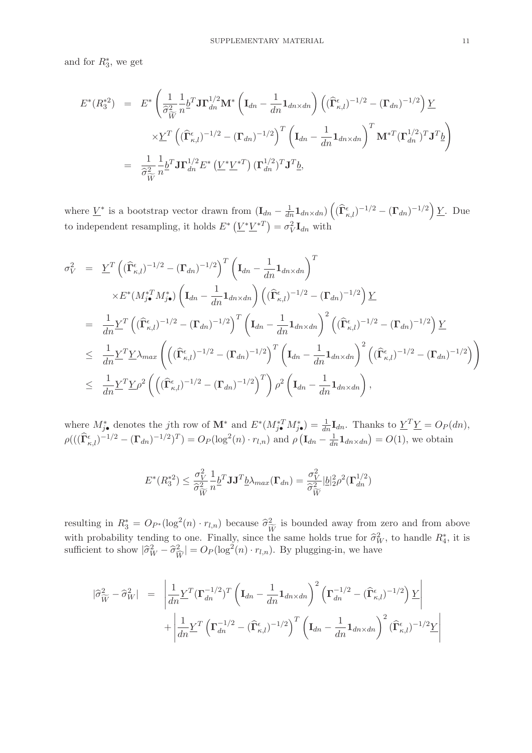and for $R_3^*$, we get

$$
\begin{aligned}
E^*(R_3^{*2}) &= E^*\Bigg(\frac{1}{\widehat{\sigma}^2_{\widetilde{W}}}\frac{1}{n}\underline{b}^T \mathbf{J}\mathbf{\Gamma}_{dn}^{1/2}\mathbf{M}^*\left(\mathbf{I}_{dn}-\frac{1}{dn}\mathbf{1}_{dn\times dn}\right)\left((\widehat{\mathbf{\Gamma}}^{\epsilon}_{\kappa,l})^{-1/2}-(\mathbf{\Gamma}_{dn})^{-1/2}\right)\underline{Y} \\
&\qquad \times \underline{Y}^T\left((\widehat{\mathbf{\Gamma}}^{\epsilon}_{\kappa,l})^{-1/2}-(\mathbf{\Gamma}_{dn})^{-1/2}\right)^T\left(\mathbf{I}_{dn}-\frac{1}{dn}\mathbf{1}_{dn\times dn}\right)^T\mathbf{M}^{*T}(\mathbf{\Gamma}_{dn}^{1/2})^T\mathbf{J}^T\underline{b}\Bigg) \\
&= \frac{1}{\widehat{\sigma}^2_{\widetilde{W}}}\frac{1}{n}\underline{b}^T\mathbf{J}\mathbf{\Gamma}_{dn}^{1/2}E^*\left(\underline{V}^*\underline{V}^{*T}\right)(\mathbf{\Gamma}_{dn}^{1/2})^T\mathbf{J}^T\underline{b},
\end{aligned}
$$

where $\underline{V}^*$ is a bootstrap vector drawn from $(\mathbf{I}_{dn}-\frac{1}{dn}\mathbf{1}_{dn\times dn})\left((\widehat{\mathbf{\Gamma}}^{\epsilon}_{\kappa,l})^{-1/2}-(\mathbf{\Gamma}_{dn})^{-1/2}\right)\underline{Y}$. Due to independent resampling, it holds $E^*\left(\underline{V}^*\underline{V}^{*T}\right)=\sigma_V^2\mathbf{I}_{dn}$ with

$$
\begin{aligned}
\sigma_V^2 &= \underline{Y}^T\left((\widehat{\mathbf{\Gamma}}^{\epsilon}_{\kappa,l})^{-1/2}-(\mathbf{\Gamma}_{dn})^{-1/2}\right)^T\left(\mathbf{I}_{dn}-\frac{1}{dn}\mathbf{1}_{dn\times dn}\right)^T \\
&\qquad \times E^*(M_{j\bullet}^{*T}M_{j\bullet}^*)\left(\mathbf{I}_{dn}-\frac{1}{dn}\mathbf{1}_{dn\times dn}\right)\left((\widehat{\mathbf{\Gamma}}^{\epsilon}_{\kappa,l})^{-1/2}-(\mathbf{\Gamma}_{dn})^{-1/2}\right)\underline{Y} \\
&= \frac{1}{dn}\underline{Y}^T\left((\widehat{\mathbf{\Gamma}}^{\epsilon}_{\kappa,l})^{-1/2}-(\mathbf{\Gamma}_{dn})^{-1/2}\right)^T\left(\mathbf{I}_{dn}-\frac{1}{dn}\mathbf{1}_{dn\times dn}\right)^2\left((\widehat{\mathbf{\Gamma}}^{\epsilon}_{\kappa,l})^{-1/2}-(\mathbf{\Gamma}_{dn})^{-1/2}\right)\underline{Y} \\
&\leq \frac{1}{dn}\underline{Y}^T\underline{Y}\lambda_{max}\left(\left((\widehat{\mathbf{\Gamma}}^{\epsilon}_{\kappa,l})^{-1/2}-(\mathbf{\Gamma}_{dn})^{-1/2}\right)^T\left(\mathbf{I}_{dn}-\frac{1}{dn}\mathbf{1}_{dn\times dn}\right)^2\left((\widehat{\mathbf{\Gamma}}^{\epsilon}_{\kappa,l})^{-1/2}-(\mathbf{\Gamma}_{dn})^{-1/2}\right)\right) \\
&\leq \frac{1}{dn}\underline{Y}^T\underline{Y}\rho^2\left(\left((\widehat{\mathbf{\Gamma}}^{\epsilon}_{\kappa,l})^{-1/2}-(\mathbf{\Gamma}_{dn})^{-1/2}\right)^T\right)\rho^2\left(\mathbf{I}_{dn}-\frac{1}{dn}\mathbf{1}_{dn\times dn}\right),
\end{aligned}
$$

where $M_{j\bullet}^*$ denotes the $j$th row of $\mathbf{M}^*$ and $E^*(M_{j\bullet}^{*T}M_{j\bullet}^*)=\frac{1}{dn}\mathbf{I}_{dn}$. Thanks to $\underline{Y}^T\underline{Y}=O_P(dn)$, $\rho(((\widehat{\mathbf{\Gamma}}^{\epsilon}_{\kappa,l})^{-1/2}-(\mathbf{\Gamma}_{dn})^{-1/2})^T)=O_P(\log^2(n)\cdot r_{l,n})$ and $\rho\left(\mathbf{I}_{dn}-\frac{1}{dn}\mathbf{1}_{dn\times dn}\right)=O(1)$, we obtain

$$
E^*(R_3^{*2})\leq\frac{\sigma_V^2}{\widehat{\sigma}^2_{\widetilde{W}}}\frac{1}{n}\underline{b}^T\mathbf{J}\mathbf{J}^T\underline{b}\lambda_{max}(\mathbf{\Gamma}_{dn})=\frac{\sigma_V^2}{\widehat{\sigma}^2_{\widetilde{W}}}|\underline{b}|_2^2\rho^2(\mathbf{\Gamma}_{dn}^{1/2})
$$

resulting in $R_3^*=O_{P^*}(\log^2(n)\cdot r_{l,n})$ because $\widehat{\sigma}^2_{\widetilde{W}}$ is bounded away from zero and from above with probability tending to one. Finally, since the same holds true for $\widehat{\sigma}^2_W$, to handle $R_4^*$, it is sufficient to show $|\widehat{\sigma}^2_W-\widehat{\sigma}^2_{\widehat{W}}|=O_P(\log^2(n)\cdot r_{l,n})$. By plugging-in, we have

$$
\begin{aligned}
|\widehat{\sigma}^2_{\widetilde{W}}-\widehat{\sigma}^2_W| &= \left|\frac{1}{dn}\underline{Y}^T(\mathbf{\Gamma}_{dn}^{-1/2})^T\left(\mathbf{I}_{dn}-\frac{1}{dn}\mathbf{1}_{dn\times dn}\right)^2\left(\mathbf{\Gamma}_{dn}^{-1/2}-(\widehat{\mathbf{\Gamma}}^{\epsilon}_{\kappa,l})^{-1/2}\right)\underline{Y}\right| \\
&\quad + \left|\frac{1}{dn}\underline{Y}^T\left(\mathbf{\Gamma}_{dn}^{-1/2}-(\widehat{\mathbf{\Gamma}}^{\epsilon}_{\kappa,l})^{-1/2}\right)^T\left(\mathbf{I}_{dn}-\frac{1}{dn}\mathbf{1}_{dn\times dn}\right)^2(\widehat{\mathbf{\Gamma}}^{\epsilon}_{\kappa,l})^{-1/2}\underline{Y}\right|
\end{aligned}
$$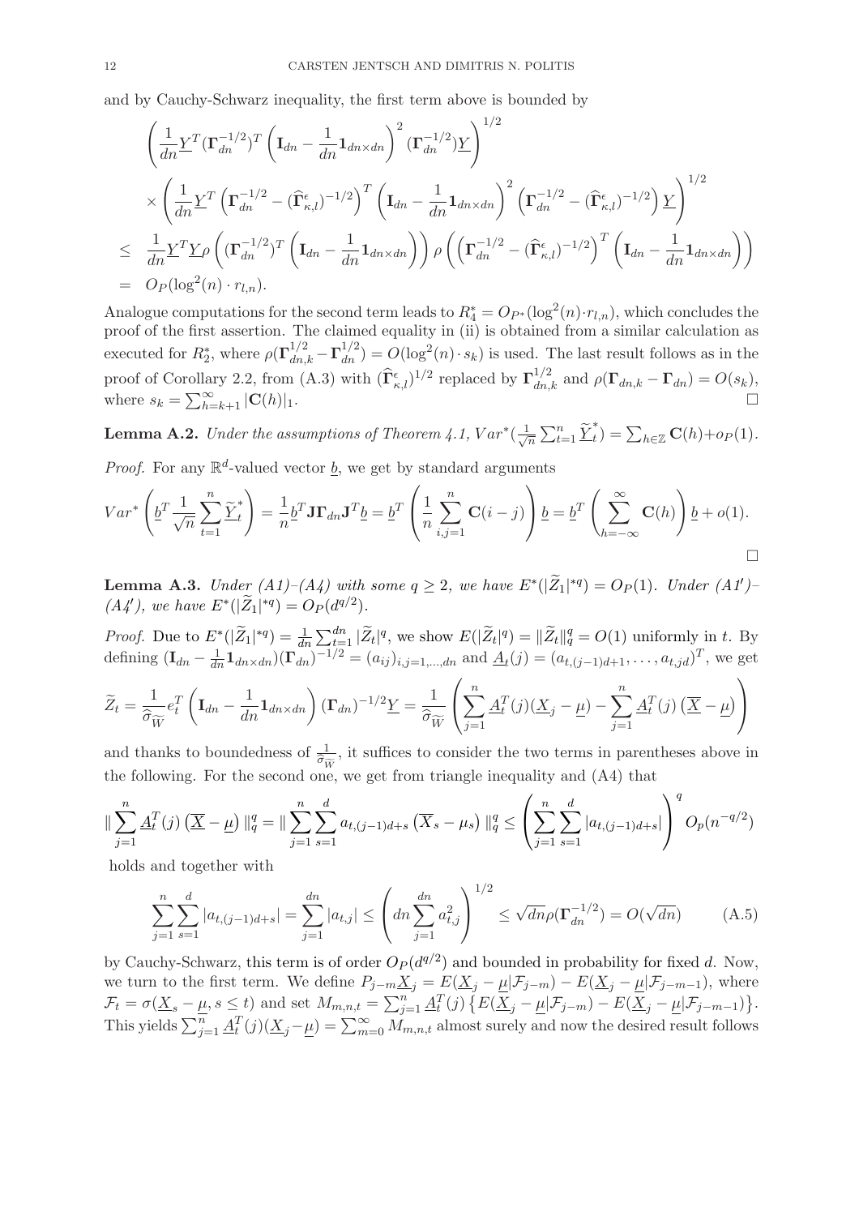and by Cauchy-Schwarz inequality, the first term above is bounded by

$$
\begin{aligned}
&\left(\frac{1}{dn}\underline{Y}^T(\mathbf{\Gamma}_{dn}^{-1/2})^T\left(\mathbf{I}_{dn}-\frac{1}{dn}\mathbf{1}_{dn\times dn}\right)^2(\mathbf{\Gamma}_{dn}^{-1/2})\underline{Y}\right)^{1/2}\\
&\times\left(\frac{1}{dn}\underline{Y}^T\left(\mathbf{\Gamma}_{dn}^{-1/2}-(\widehat{\mathbf{\Gamma}}_{\kappa,l}^{\epsilon})^{-1/2}\right)^T\left(\mathbf{I}_{dn}-\frac{1}{dn}\mathbf{1}_{dn\times dn}\right)^2\left(\mathbf{\Gamma}_{dn}^{-1/2}-(\widehat{\mathbf{\Gamma}}_{\kappa,l}^{\epsilon})^{-1/2}\right)\underline{Y}\right)^{1/2}\\
\leq\;&\frac{1}{dn}\underline{Y}^T\underline{Y}\rho\left((\mathbf{\Gamma}_{dn}^{-1/2})^T\left(\mathbf{I}_{dn}-\frac{1}{dn}\mathbf{1}_{dn\times dn}\right)\right)\rho\left(\left(\mathbf{\Gamma}_{dn}^{-1/2}-(\widehat{\mathbf{\Gamma}}_{\kappa,l}^{\epsilon})^{-1/2}\right)^T\left(\mathbf{I}_{dn}-\frac{1}{dn}\mathbf{1}_{dn\times dn}\right)\right)\\
=\;&O_P(\log^2(n)\cdot r_{l,n}).
\end{aligned}
$$

Analogue computations for the second term leads to $R_4^*=O_{P^*}(\log^2(n)\cdot r_{l,n})$, which concludes the proof of the first assertion. The claimed equality in (ii) is obtained from a similar calculation as executed for $R_2^*$, where $\rho(\mathbf{\Gamma}_{dn,k}^{1/2}-\mathbf{\Gamma}_{dn}^{1/2})=O(\log^2(n)\cdot s_k)$ is used. The last result follows as in the proof of Corollary 2.2, from (A.3) with $(\widehat{\mathbf{\Gamma}}_{\kappa,l}^{\epsilon})^{1/2}$ replaced by $\mathbf{\Gamma}_{dn,k}^{1/2}$ and $\rho(\mathbf{\Gamma}_{dn,k}-\mathbf{\Gamma}_{dn})=O(s_k)$, where $s_k=\sum_{h=k+1}^{\infty}|\mathbf{C}(h)|_1$. $\square$

**Lemma A.2.** *Under the assumptions of Theorem 4.1, $Var^*(\frac{1}{\sqrt{n}}\sum_{t=1}^n\widetilde{\underline{Y}}_t^*)=\sum_{h\in\mathbb{Z}}\mathbf{C}(h)+o_P(1)$.*

*Proof.* For any $\mathbb{R}^d$-valued vector $\underline{b}$, we get by standard arguments

$$
Var^*\left(\underline{b}^T\frac{1}{\sqrt{n}}\sum_{t=1}^n\widetilde{\underline{Y}}_t^*\right)=\frac{1}{n}\underline{b}^T\mathbf{J}\mathbf{\Gamma}_{dn}\mathbf{J}^T\underline{b}=\underline{b}^T\left(\frac{1}{n}\sum_{i,j=1}^n\mathbf{C}(i-j)\right)\underline{b}=\underline{b}^T\left(\sum_{h=-\infty}^{\infty}\mathbf{C}(h)\right)\underline{b}+o(1).
$$

$\square$

**Lemma A.3.** *Under (A1)–(A4) with some $q\geq 2$, we have $E^*(|\widetilde{Z}_1|^{*q})=O_P(1)$. Under (A1′)–(A4′), we have $E^*(|\widetilde{Z}_1|^{*q})=O_P(d^{q/2})$.*

*Proof.* Due to $E^*(|\widetilde{Z}_1|^{*q})=\frac{1}{dn}\sum_{t=1}^{dn}|\widetilde{Z}_t|^q$, we show $E(|\widetilde{Z}_t|^q)=\|\widetilde{Z}_t\|_q^q=O(1)$ uniformly in $t$. By defining $(\mathbf{I}_{dn}-\frac{1}{dn}\mathbf{1}_{dn\times dn})(\mathbf{\Gamma}_{dn})^{-1/2}=(a_{ij})_{i,j=1,\ldots,dn}$ and $\underline{A}_t(j)=(a_{t,(j-1)d+1},\ldots,a_{t,jd})^T$, we get

$$
\widetilde{Z}_t=\frac{1}{\widehat{\sigma}_{\widetilde{W}}}e_t^T\left(\mathbf{I}_{dn}-\frac{1}{dn}\mathbf{1}_{dn\times dn}\right)(\mathbf{\Gamma}_{dn})^{-1/2}\underline{Y}=\frac{1}{\widehat{\sigma}_{\widetilde{W}}}\left(\sum_{j=1}^n\underline{A}_t^T(j)(\underline{X}_j-\underline{\mu})-\sum_{j=1}^n\underline{A}_t^T(j)\left(\overline{\underline{X}}-\underline{\mu}\right)\right)
$$

and thanks to boundedness of $\frac{1}{\widehat{\sigma}_{\widetilde{W}}}$, it suffices to consider the two terms in parentheses above in the following. For the second one, we get from triangle inequality and (A4) that

$$
\|\sum_{j=1}^n\underline{A}_t^T(j)\left(\overline{\underline{X}}-\underline{\mu}\right)\|_q^q=\|\sum_{j=1}^n\sum_{s=1}^d a_{t,(j-1)d+s}\left(\overline{X}_s-\mu_s\right)\|_q^q\leq\left(\sum_{j=1}^n\sum_{s=1}^d|a_{t,(j-1)d+s}|\right)^q O_p(n^{-q/2})
$$

holds and together with

$$
\sum_{j=1}^n\sum_{s=1}^d|a_{t,(j-1)d+s}|=\sum_{j=1}^{dn}|a_{t,j}|\leq\left(dn\sum_{j=1}^{dn}a_{t,j}^2\right)^{1/2}\leq\sqrt{dn}\rho(\mathbf{\Gamma}_{dn}^{-1/2})=O(\sqrt{dn})\tag{A.5}
$$

by Cauchy-Schwarz, this term is of order $O_P(d^{q/2})$ and bounded in probability for fixed $d$. Now, we turn to the first term. We define $P_{j-m}\underline{X}_j=E(\underline{X}_j-\underline{\mu}|\mathcal{F}_{j-m})-E(\underline{X}_j-\underline{\mu}|\mathcal{F}_{j-m-1})$, where $\mathcal{F}_t=\sigma(\underline{X}_s-\underline{\mu},s\leq t)$ and set $M_{m,n,t}=\sum_{j=1}^n\underline{A}_t^T(j)\left\{E(\underline{X}_j-\underline{\mu}|\mathcal{F}_{j-m})-E(\underline{X}_j-\underline{\mu}|\mathcal{F}_{j-m-1})\right\}$. This yields $\sum_{j=1}^n\underline{A}_t^T(j)(\underline{X}_j-\underline{\mu})=\sum_{m=0}^{\infty}M_{m,n,t}$ almost surely and now the desired result follows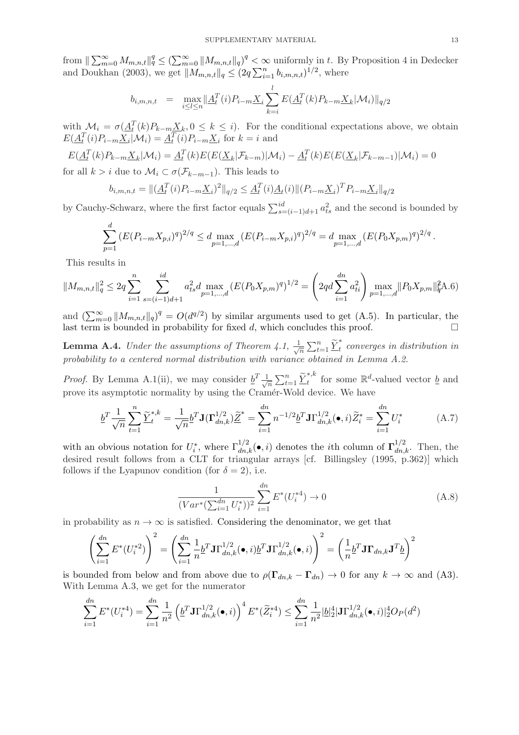from $\| \sum_{m=0}^\infty M_{m,n,t}\|_q^q \leq (\sum_{m=0}^\infty \|M_{m,n,t}\|_q)^q < \infty$ uniformly in $t$. By Proposition 4 in Dedecker and Doukhan (2003), we get $\|M_{m,n,t}\|_q \leq (2q\sum_{i=1}^n b_{i,m,n,t})^{1/2}$, where

$$b_{i,m,n,t} \;=\; \max_{i\leq l\leq n} \|\underline{A}_t^T(i)P_{i-m}\underline{X}_i \sum_{k=i}^{l} E(\underline{A}_t^T(k)P_{k-m}\underline{X}_k|\mathcal{M}_i)\|_{q/2}$$

with $\mathcal{M}_i = \sigma(\underline{A}_t^T(k)P_{k-m}\underline{X}_k, 0\leq k\leq i)$. For the conditional expectations above, we obtain $E(\underline{A}_t^T(i)P_{i-m}\underline{X}_i|\mathcal{M}_i) = \underline{A}_t^T(i)P_{i-m}\underline{X}_i$ for $k=i$ and

$$E(\underline{A}_t^T(k)P_{k-m}\underline{X}_k|\mathcal{M}_i) = \underline{A}_t^T(k)E(E(\underline{X}_k|\mathcal{F}_{k-m})|\mathcal{M}_i) - \underline{A}_t^T(k)E(E(\underline{X}_k|\mathcal{F}_{k-m-1})|\mathcal{M}_i) = 0$$

for all $k>i$ due to $\mathcal{M}_i \subset \sigma(\mathcal{F}_{k-m-1})$. This leads to

$$b_{i,m,n,t} = \|(\underline{A}_t^T(i)P_{i-m}\underline{X}_i)^2\|_{q/2} \leq \underline{A}_t^T(i)\underline{A}_t(i)\|(P_{i-m}\underline{X}_i)^T P_{i-m}\underline{X}_i\|_{q/2}$$

by Cauchy-Schwarz, where the first factor equals $\sum_{s=(i-1)d+1}^{id} a_{ts}^2$ and the second is bounded by

$$\sum_{p=1}^{d} (E(P_{i-m}X_{p,i})^q)^{2/q} \leq d \max_{p=1,\dots,d} (E(P_{i-m}X_{p,i})^q)^{2/q} = d \max_{p=1,\dots,d} (E(P_0X_{p,m})^q)^{2/q}.$$

This results in

$$\|M_{m,n,t}\|_q^2 \leq 2q\sum_{i=1}^n \sum_{s=(i-1)d+1}^{id} a_{ts}^2 d \max_{p=1,\dots,d} (E(P_0X_{p,m})^q)^{1/2} = \left(2qd\sum_{i=1}^{dn} a_{ti}^2\right) \max_{p=1,\dots,d} \|P_0X_{p,m}\|_q^2 \tag{A.6}$$

and $(\sum_{m=0}^\infty \|M_{m,n,t}\|_q)^q = O(d^{q/2})$ by similar arguments used to get (A.5). In particular, the last term is bounded in probability for fixed $d$, which concludes this proof. $\square$

**Lemma A.4.** *Under the assumptions of Theorem 4.1, $\frac{1}{\sqrt{n}}\sum_{t=1}^n \widetilde{\underline{Y}}_t^*$ converges in distribution in probability to a centered normal distribution with variance obtained in Lemma A.2.*

*Proof.* By Lemma A.1(ii), we may consider $\underline{b}^T\frac{1}{\sqrt{n}}\sum_{t=1}^n \widetilde{\underline{Y}}_t^{*,k}$ for some $\mathbb{R}^d$-valued vector $\underline{b}$ and prove its asymptotic normality by using the Cramér-Wold device. We have

$$\underline{b}^T\frac{1}{\sqrt{n}}\sum_{t=1}^n \widetilde{\underline{Y}}_t^{*,k} = \frac{1}{\sqrt{n}}\underline{b}^T\mathbf{J}(\mathbf{\Gamma}_{dn,k}^{1/2})\widetilde{\underline{Z}}^* = \sum_{i=1}^{dn} n^{-1/2}\underline{b}^T\mathbf{J}\Gamma_{dn,k}^{1/2}(\bullet,i)\widetilde{Z}_i^* = \sum_{i=1}^{dn} U_i^* \tag{A.7}$$

with an obvious notation for $U_i^*$, where $\Gamma_{dn,k}^{1/2}(\bullet,i)$ denotes the $i$th column of $\mathbf{\Gamma}_{dn,k}^{1/2}$. Then, the desired result follows from a CLT for triangular arrays [cf. Billingsley (1995, p.362)] which follows if the Lyapunov condition (for $\delta=2$), i.e.

$$\frac{1}{(Var^*(\sum_{i=1}^{dn} U_i^*))^2}\sum_{i=1}^{dn} E^*(U_i^{*4}) \to 0 \tag{A.8}$$

in probability as $n\to\infty$ is satisfied. Considering the denominator, we get that

$$\left(\sum_{i=1}^{dn} E^*(U_i^{*2})\right)^2 = \left(\sum_{i=1}^{dn}\frac{1}{n}\underline{b}^T\mathbf{J}\Gamma_{dn,k}^{1/2}(\bullet,i)\underline{b}^T\mathbf{J}\Gamma_{dn,k}^{1/2}(\bullet,i)\right)^2 = \left(\frac{1}{n}\underline{b}^T\mathbf{J}\mathbf{\Gamma}_{dn,k}\mathbf{J}^T\underline{b}\right)^2$$

is bounded from below and from above due to $\rho(\mathbf{\Gamma}_{dn,k}-\mathbf{\Gamma}_{dn})\to 0$ for any $k\to\infty$ and (A3). With Lemma A.3, we get for the numerator

$$\sum_{i=1}^{dn} E^*(U_i^{*4}) = \sum_{i=1}^{dn}\frac{1}{n^2}\left(\underline{b}^T\mathbf{J}\Gamma_{dn,k}^{1/2}(\bullet,i)\right)^4 E^*(\widetilde{Z}_i^{*4}) \leq \sum_{i=1}^{dn}\frac{1}{n^2}|\underline{b}|_2^4|\mathbf{J}\Gamma_{dn,k}^{1/2}(\bullet,i)|_2^4 O_P(d^2)$$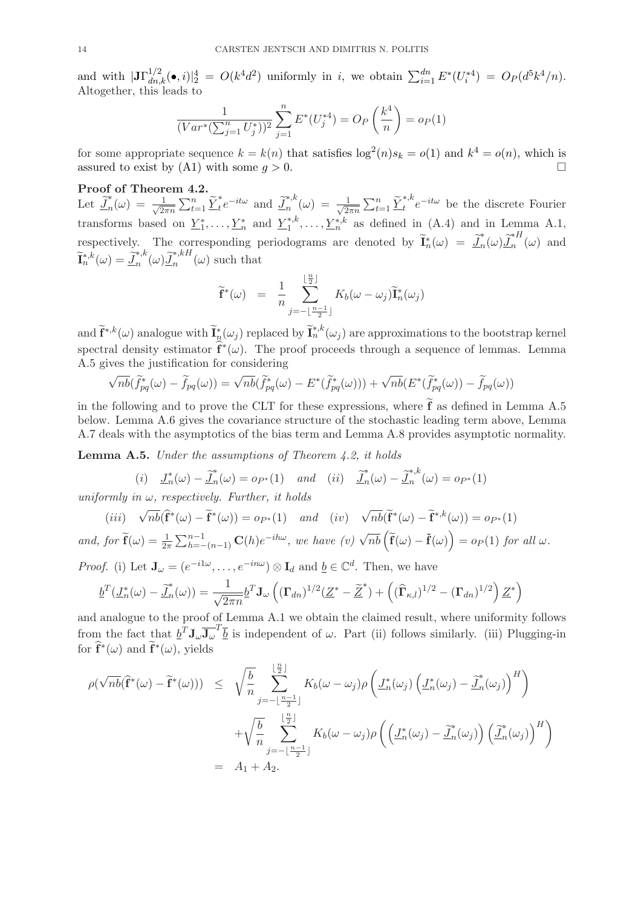and with $|\mathbf{J}\Gamma_{dn,k}^{1/2}(\bullet,i)|_2^4 = O(k^4d^2)$ uniformly in $i$, we obtain $\sum_{i=1}^{dn} E^*(U_i^{*4}) = O_P(d^5k^4/n)$. Altogether, this leads to

$$\frac{1}{(Var^*(\sum_{j=1}^n U_j^*))^2}\sum_{j=1}^n E^*(U_j^{*4}) = O_P\left(\frac{k^4}{n}\right) = o_P(1)$$

for some appropriate sequence $k = k(n)$ that satisfies $\log^2(n)s_k = o(1)$ and $k^4 = o(n)$, which is assured to exist by (A1) with some $g > 0$. □

**Proof of Theorem 4.2.**
Let $\underline{\widetilde{J}}_n^*(\omega) = \frac{1}{\sqrt{2\pi n}}\sum_{t=1}^n \underline{\widetilde{Y}}_t^* e^{-it\omega}$ and $\underline{\widetilde{J}}_n^{*,k}(\omega) = \frac{1}{\sqrt{2\pi n}}\sum_{t=1}^n \underline{\widetilde{Y}}_t^{*,k} e^{-it\omega}$ be the discrete Fourier transforms based on $\underline{Y}_1^*,\ldots,\underline{Y}_n^*$ and $\underline{Y}_1^{*,k},\ldots,\underline{Y}_n^{*,k}$ as defined in (A.4) and in Lemma A.1, respectively. The corresponding periodograms are denoted by $\widetilde{\mathbf{I}}_n^*(\omega) = \underline{\widetilde{J}}_n^*(\omega)\underline{\widetilde{J}}_n^{*H}(\omega)$ and $\widetilde{\mathbf{I}}_n^{*,k}(\omega) = \underline{\widetilde{J}}_n^{*,k}(\omega)\underline{\widetilde{J}}_n^{*,kH}(\omega)$ such that

$$\widetilde{\mathbf{f}}^*(\omega) = \frac{1}{n}\sum_{j=-\lfloor\frac{n-1}{2}\rfloor}^{\lfloor\frac{n}{2}\rfloor} K_b(\omega-\omega_j)\widetilde{\mathbf{I}}_n^*(\omega_j)$$

and $\widetilde{\mathbf{f}}^{*,k}(\omega)$ analogue with $\widetilde{\mathbf{I}}_n^*(\omega_j)$ replaced by $\widetilde{\mathbf{I}}_n^{*,k}(\omega_j)$ are approximations to the bootstrap kernel spectral density estimator $\widehat{\mathbf{f}}^*(\omega)$. The proof proceeds through a sequence of lemmas. Lemma A.5 gives the justification for considering

$$\sqrt{nb}(\widetilde{f}_{pq}^*(\omega) - \widetilde{f}_{pq}(\omega)) = \sqrt{nb}(\widetilde{f}_{pq}^*(\omega) - E^*(\widetilde{f}_{pq}^*(\omega))) + \sqrt{nb}(E^*(\widetilde{f}_{pq}^*(\omega)) - \widetilde{f}_{pq}(\omega))$$

in the following and to prove the CLT for these expressions, where $\widetilde{\mathbf{f}}$ as defined in Lemma A.5 below. Lemma A.6 gives the covariance structure of the stochastic leading term above, Lemma A.7 deals with the asymptotics of the bias term and Lemma A.8 provides asymptotic normality.

**Lemma A.5.** *Under the assumptions of Theorem 4.2, it holds*

$$(i)\quad \underline{J}_n^*(\omega) - \underline{\widetilde{J}}_n^*(\omega) = o_{P^*}(1) \quad \text{and} \quad (ii)\quad \underline{\widetilde{J}}_n^*(\omega) - \underline{\widetilde{J}}_n^{*,k}(\omega) = o_{P^*}(1)$$

*uniformly in $\omega$, respectively. Further, it holds*

$$(iii)\quad \sqrt{nb}(\widehat{\mathbf{f}}^*(\omega) - \widetilde{\mathbf{f}}^*(\omega)) = o_{P^*}(1) \quad \text{and} \quad (iv)\quad \sqrt{nb}(\widetilde{\mathbf{f}}^*(\omega) - \widetilde{\mathbf{f}}^{*,k}(\omega)) = o_{P^*}(1)$$

*and, for $\widetilde{\mathbf{f}}(\omega) = \frac{1}{2\pi}\sum_{h=-(n-1)}^{n-1}\mathbf{C}(h)e^{-ih\omega}$, we have (v) $\sqrt{nb}\left(\widetilde{\mathbf{f}}(\omega) - \check{\mathbf{f}}(\omega)\right) = o_P(1)$ for all $\omega$.*

*Proof.* (i) Let $\mathbf{J}_\omega = (e^{-i1\omega},\ldots,e^{-in\omega})\otimes\mathbf{I}_d$ and $\underline{b}\in\mathbb{C}^d$. Then, we have

$$\underline{b}^T(\underline{J}_n^*(\omega) - \underline{\widetilde{J}}_n^*(\omega)) = \frac{1}{\sqrt{2\pi n}}\underline{b}^T\mathbf{J}_\omega\left((\mathbf{\Gamma}_{dn})^{1/2}(\underline{Z}^* - \underline{\widetilde{Z}}^*) + \left((\widehat{\mathbf{\Gamma}}_{\kappa,l})^{1/2} - (\mathbf{\Gamma}_{dn})^{1/2}\right)\underline{Z}^*\right)$$

and analogue to the proof of Lemma A.1 we obtain the claimed result, where uniformity follows from the fact that $\underline{b}^T\mathbf{J}_\omega\overline{\mathbf{J}_\omega}^T\overline{\underline{b}}$ is independent of $\omega$. Part (ii) follows similarly. (iii) Plugging-in for $\widehat{\mathbf{f}}^*(\omega)$ and $\widetilde{\mathbf{f}}^*(\omega)$, yields

$$\begin{aligned}
\rho(\sqrt{nb}(\widehat{\mathbf{f}}^*(\omega) - \widetilde{\mathbf{f}}^*(\omega))) &\leq \sqrt{\frac{b}{n}}\sum_{j=-\lfloor\frac{n-1}{2}\rfloor}^{\lfloor\frac{n}{2}\rfloor} K_b(\omega-\omega_j)\rho\left(\underline{J}_n^*(\omega_j)\left(\underline{J}_n^*(\omega_j) - \underline{\widetilde{J}}_n^*(\omega_j)\right)^H\right) \\
&\quad + \sqrt{\frac{b}{n}}\sum_{j=-\lfloor\frac{n-1}{2}\rfloor}^{\lfloor\frac{n}{2}\rfloor} K_b(\omega-\omega_j)\rho\left(\left(\underline{J}_n^*(\omega_j) - \underline{\widetilde{J}}_n^*(\omega_j)\right)\left(\underline{\widetilde{J}}_n^*(\omega_j)\right)^H\right) \\
&= A_1 + A_2.
\end{aligned}$$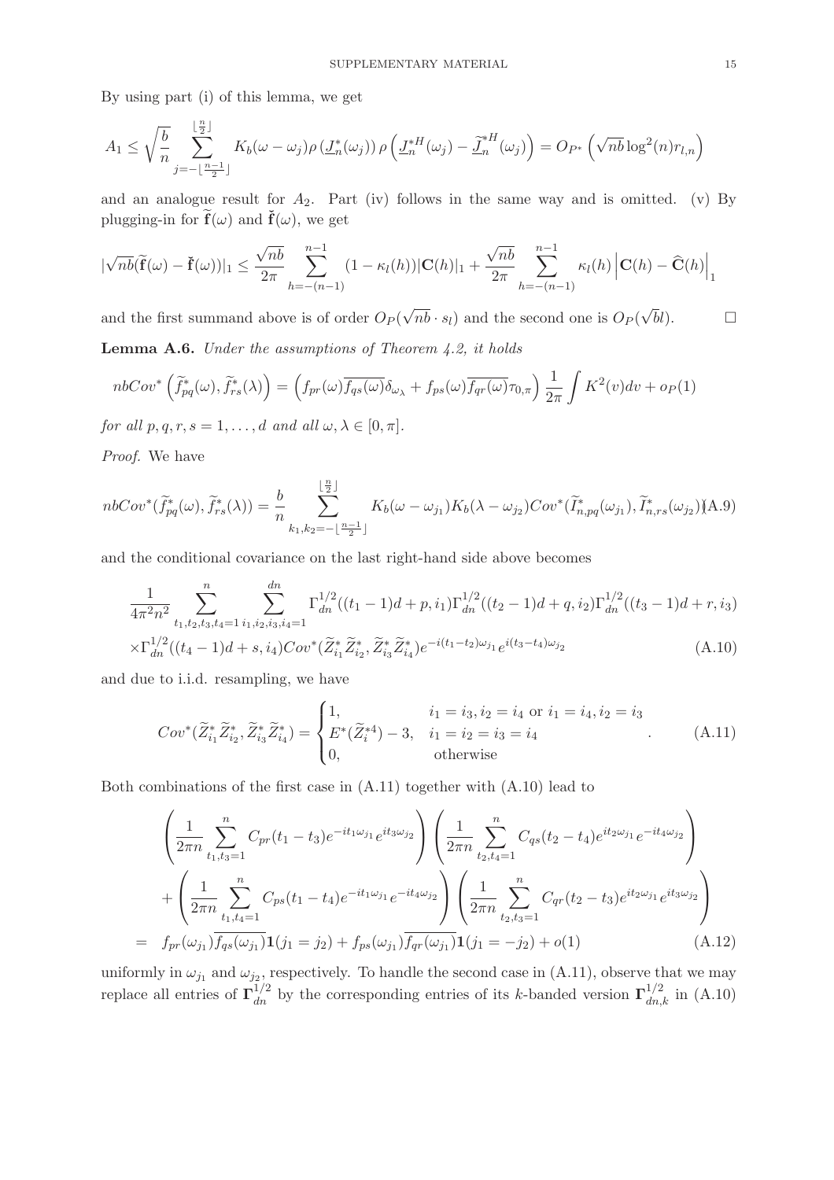By using part (i) of this lemma, we get

$$A_1 \leq \sqrt{\frac{b}{n}} \sum_{j=-\lfloor \frac{n-1}{2} \rfloor}^{\lfloor \frac{n}{2} \rfloor} K_b(\omega - \omega_j) \rho\left(\underline{J}_n^*(\omega_j)\right) \rho\left(\underline{J}_n^{*H}(\omega_j) - \underline{\widetilde{J}}_n^{*H}(\omega_j)\right) = O_{P^*}\left(\sqrt{nb}\log^2(n) r_{l,n}\right)$$

and an analogue result for $A_2$. Part (iv) follows in the same way and is omitted. (v) By plugging-in for $\widetilde{\mathbf{f}}(\omega)$ and $\check{\mathbf{f}}(\omega)$, we get

$$|\sqrt{nb}(\widetilde{\mathbf{f}}(\omega) - \check{\mathbf{f}}(\omega))|_1 \leq \frac{\sqrt{nb}}{2\pi} \sum_{h=-(n-1)}^{n-1} (1 - \kappa_l(h))|\mathbf{C}(h)|_1 + \frac{\sqrt{nb}}{2\pi} \sum_{h=-(n-1)}^{n-1} \kappa_l(h) \left|\mathbf{C}(h) - \widehat{\mathbf{C}}(h)\right|_1$$

and the first summand above is of order $O_P(\sqrt{nb} \cdot s_l)$ and the second one is $O_P(\sqrt{b}l)$. $\square$

**Lemma A.6.** *Under the assumptions of Theorem 4.2, it holds*

$$nbCov^*\left(\widetilde{f}_{pq}^*(\omega), \widetilde{f}_{rs}^*(\lambda)\right) = \left(f_{pr}(\omega)\overline{f_{qs}(\omega)}\delta_{\omega_\lambda} + f_{ps}(\omega)\overline{f_{qr}(\omega)}\tau_{0,\pi}\right) \frac{1}{2\pi} \int K^2(v)dv + o_P(1)$$

*for all $p, q, r, s = 1, \ldots, d$ and all $\omega, \lambda \in [0, \pi]$.*

*Proof.* We have

$$nbCov^*(\widetilde{f}_{pq}^*(\omega), \widetilde{f}_{rs}^*(\lambda)) = \frac{b}{n} \sum_{k_1,k_2=-\lfloor \frac{n-1}{2} \rfloor}^{\lfloor \frac{n}{2} \rfloor} K_b(\omega - \omega_{j_1}) K_b(\lambda - \omega_{j_2}) Cov^*(\widetilde{I}_{n,pq}^*(\omega_{j_1}), \widetilde{I}_{n,rs}^*(\omega_{j_2})) \quad \text{(A.9)}$$

and the conditional covariance on the last right-hand side above becomes

$$\begin{aligned}
&\frac{1}{4\pi^2 n^2} \sum_{t_1,t_2,t_3,t_4=1}^{n} \sum_{i_1,i_2,i_3,i_4=1}^{dn} \Gamma_{dn}^{1/2}((t_1-1)d+p, i_1)\Gamma_{dn}^{1/2}((t_2-1)d+q, i_2)\Gamma_{dn}^{1/2}((t_3-1)d+r, i_3) \\
&\times \Gamma_{dn}^{1/2}((t_4-1)d+s, i_4) Cov^*(\widetilde{Z}_{i_1}^* \widetilde{Z}_{i_2}^*, \widetilde{Z}_{i_3}^* \widetilde{Z}_{i_4}^*) e^{-i(t_1-t_2)\omega_{j_1}} e^{i(t_3-t_4)\omega_{j_2}} \qquad \text{(A.10)}
\end{aligned}$$

and due to i.i.d. resampling, we have

$$Cov^*(\widetilde{Z}_{i_1}^* \widetilde{Z}_{i_2}^*, \widetilde{Z}_{i_3}^* \widetilde{Z}_{i_4}^*) = \begin{cases} 1, & i_1 = i_3, i_2 = i_4 \text{ or } i_1 = i_4, i_2 = i_3 \\ E^*(\widetilde{Z}_i^{*4}) - 3, & i_1 = i_2 = i_3 = i_4 \\ 0, & \text{otherwise} \end{cases}. \qquad \text{(A.11)}$$

Both combinations of the first case in (A.11) together with (A.10) lead to

$$\begin{aligned}
&\left(\frac{1}{2\pi n} \sum_{t_1,t_3=1}^{n} C_{pr}(t_1 - t_3) e^{-it_1\omega_{j_1}} e^{it_3\omega_{j_2}}\right) \left(\frac{1}{2\pi n} \sum_{t_2,t_4=1}^{n} C_{qs}(t_2 - t_4) e^{it_2\omega_{j_1}} e^{-it_4\omega_{j_2}}\right) \\
&+ \left(\frac{1}{2\pi n} \sum_{t_1,t_4=1}^{n} C_{ps}(t_1 - t_4) e^{-it_1\omega_{j_1}} e^{-it_4\omega_{j_2}}\right) \left(\frac{1}{2\pi n} \sum_{t_2,t_3=1}^{n} C_{qr}(t_2 - t_3) e^{it_2\omega_{j_1}} e^{it_3\omega_{j_2}}\right) \\
= \;& f_{pr}(\omega_{j_1})\overline{f_{qs}(\omega_{j_1})}\mathbf{1}(j_1 = j_2) + f_{ps}(\omega_{j_1})\overline{f_{qr}(\omega_{j_1})}\mathbf{1}(j_1 = -j_2) + o(1) \qquad \text{(A.12)}
\end{aligned}$$

uniformly in $\omega_{j_1}$ and $\omega_{j_2}$, respectively. To handle the second case in (A.11), observe that we may replace all entries of $\mathbf{\Gamma}_{dn}^{1/2}$ by the corresponding entries of its $k$-banded version $\mathbf{\Gamma}_{dn,k}^{1/2}$ in (A.10)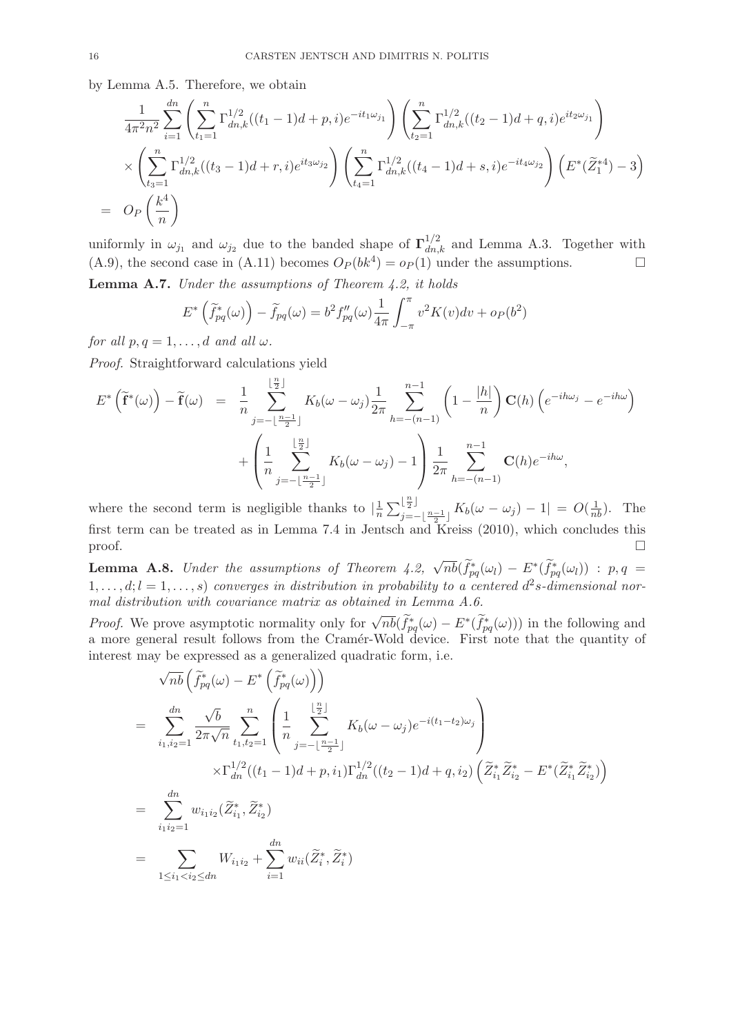by Lemma A.5. Therefore, we obtain

$$
\begin{aligned}
& \frac{1}{4\pi^2 n^2} \sum_{i=1}^{dn} \left( \sum_{t_1=1}^{n} \Gamma_{dn,k}^{1/2}((t_1-1)d+p,i) e^{-it_1\omega_{j_1}} \right) \left( \sum_{t_2=1}^{n} \Gamma_{dn,k}^{1/2}((t_2-1)d+q,i) e^{it_2\omega_{j_1}} \right) \\
& \times \left( \sum_{t_3=1}^{n} \Gamma_{dn,k}^{1/2}((t_3-1)d+r,i) e^{it_3\omega_{j_2}} \right) \left( \sum_{t_4=1}^{n} \Gamma_{dn,k}^{1/2}((t_4-1)d+s,i) e^{-it_4\omega_{j_2}} \right) \left( E^*(\widetilde{Z}_1^{*4}) - 3 \right) \\
= \; & O_P\left( \frac{k^4}{n} \right)
\end{aligned}
$$

uniformly in $\omega_{j_1}$ and $\omega_{j_2}$ due to the banded shape of $\mathbf{\Gamma}_{dn,k}^{1/2}$ and Lemma A.3. Together with (A.9), the second case in (A.11) becomes $O_P(bk^4) = o_P(1)$ under the assumptions. $\square$

**Lemma A.7.** *Under the assumptions of Theorem 4.2, it holds*

$$
E^*\left(\widetilde{f}_{pq}^*(\omega)\right) - \widetilde{f}_{pq}(\omega) = b^2 f''_{pq}(\omega) \frac{1}{4\pi} \int_{-\pi}^{\pi} v^2 K(v) dv + o_P(b^2)
$$

*for all $p, q = 1, \ldots, d$ and all $\omega$.*

*Proof.* Straightforward calculations yield

$$
\begin{aligned}
E^*\left(\widetilde{\mathbf{f}}^*(\omega)\right) - \widetilde{\mathbf{f}}(\omega) \;=\; & \frac{1}{n} \sum_{j=-\lfloor \frac{n-1}{2} \rfloor}^{\lfloor \frac{n}{2} \rfloor} K_b(\omega - \omega_j) \frac{1}{2\pi} \sum_{h=-(n-1)}^{n-1} \left(1 - \frac{|h|}{n}\right) \mathbf{C}(h) \left( e^{-ih\omega_j} - e^{-ih\omega} \right) \\
& + \left( \frac{1}{n} \sum_{j=-\lfloor \frac{n-1}{2} \rfloor}^{\lfloor \frac{n}{2} \rfloor} K_b(\omega - \omega_j) - 1 \right) \frac{1}{2\pi} \sum_{h=-(n-1)}^{n-1} \mathbf{C}(h) e^{-ih\omega},
\end{aligned}
$$

where the second term is negligible thanks to $|\frac{1}{n}\sum_{j=-\lfloor \frac{n-1}{2} \rfloor}^{\lfloor \frac{n}{2} \rfloor} K_b(\omega - \omega_j) - 1| = O(\frac{1}{nb})$. The first term can be treated as in Lemma 7.4 in Jentsch and Kreiss (2010), which concludes this proof. $\square$

**Lemma A.8.** *Under the assumptions of Theorem 4.2, $\sqrt{nb}(\widetilde{f}_{pq}^*(\omega_l) - E^*(\widetilde{f}_{pq}^*(\omega_l)) : p, q = 1, \ldots, d; l = 1, \ldots, s)$ converges in distribution in probability to a centered $d^2 s$-dimensional normal distribution with covariance matrix as obtained in Lemma A.6.*

*Proof.* We prove asymptotic normality only for $\sqrt{nb}(\widetilde{f}_{pq}^*(\omega) - E^*(\widetilde{f}_{pq}^*(\omega)))$ in the following and a more general result follows from the Cramér-Wold device. First note that the quantity of interest may be expressed as a generalized quadratic form, i.e.

$$
\begin{aligned}
& \sqrt{nb}\left( \widetilde{f}_{pq}^*(\omega) - E^*\left( \widetilde{f}_{pq}^*(\omega) \right) \right) \\
= \; & \sum_{i_1, i_2 = 1}^{dn} \frac{\sqrt{b}}{2\pi\sqrt{n}} \sum_{t_1, t_2 = 1}^{n} \left( \frac{1}{n} \sum_{j=-\lfloor \frac{n-1}{2} \rfloor}^{\lfloor \frac{n}{2} \rfloor} K_b(\omega - \omega_j) e^{-i(t_1 - t_2)\omega_j} \right) \\
& \qquad \times \Gamma_{dn}^{1/2}((t_1-1)d+p, i_1) \Gamma_{dn}^{1/2}((t_2-1)d+q, i_2) \left( \widetilde{Z}_{i_1}^* \widetilde{Z}_{i_2}^* - E^*(\widetilde{Z}_{i_1}^* \widetilde{Z}_{i_2}^*) \right) \\
= \; & \sum_{i_1 i_2 = 1}^{dn} w_{i_1 i_2}(\widetilde{Z}_{i_1}^*, \widetilde{Z}_{i_2}^*) \\
= \; & \sum_{1 \leq i_1 < i_2 \leq dn} W_{i_1 i_2} + \sum_{i=1}^{dn} w_{ii}(\widetilde{Z}_i^*, \widetilde{Z}_i^*)
\end{aligned}
$$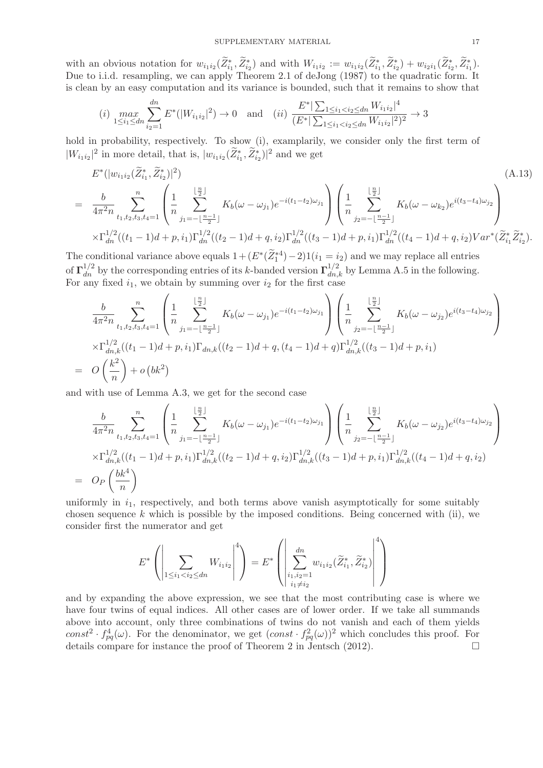with an obvious notation for $w_{i_1 i_2}(\widetilde{Z}_{i_1}^*, \widetilde{Z}_{i_2}^*)$ and with $W_{i_1 i_2} := w_{i_1 i_2}(\widetilde{Z}_{i_1}^*, \widetilde{Z}_{i_2}^*) + w_{i_2 i_1}(\widetilde{Z}_{i_2}^*, \widetilde{Z}_{i_1}^*)$. Due to i.i.d. resampling, we can apply Theorem 2.1 of deJong (1987) to the quadratic form. It is clean by an easy computation and its variance is bounded, such that it remains to show that

$$(i) \max_{1 \leq i_1 \leq dn} \sum_{i_2=1}^{dn} E^*(|W_{i_1 i_2}|^2) \to 0 \quad \text{and} \quad (ii) \frac{E^* |\sum_{1 \leq i_1 < i_2 \leq dn} W_{i_1 i_2}|^4}{(E^* |\sum_{1 \leq i_1 < i_2 \leq dn} W_{i_1 i_2}|^2)^2} \to 3$$

hold in probability, respectively. To show (i), examplarily, we consider only the first term of $|W_{i_1 i_2}|^2$ in more detail, that is, $|w_{i_1 i_2}(\widetilde{Z}_{i_1}^*, \widetilde{Z}_{i_2}^*)|^2$ and we get

$$\begin{aligned}
& E^*(|w_{i_1 i_2}(\widetilde{Z}_{i_1}^*, \widetilde{Z}_{i_2}^*)|^2) \qquad\qquad \text{(A.13)} \\
= \; & \frac{b}{4\pi^2 n} \sum_{t_1,t_2,t_3,t_4=1}^{n} \left( \frac{1}{n} \sum_{j_1=-\lfloor \frac{n-1}{2} \rfloor}^{\lfloor \frac{n}{2} \rfloor} K_b(\omega - \omega_{j_1}) e^{-i(t_1-t_2)\omega_{j_1}} \right) \left( \frac{1}{n} \sum_{j_2=-\lfloor \frac{n-1}{2} \rfloor}^{\lfloor \frac{n}{2} \rfloor} K_b(\omega - \omega_{k_2}) e^{i(t_3-t_4)\omega_{j_2}} \right) \\
& \times \Gamma_{dn}^{1/2}((t_1-1)d+p, i_1) \Gamma_{dn}^{1/2}((t_2-1)d+q, i_2) \Gamma_{dn}^{1/2}((t_3-1)d+p, i_1) \Gamma_{dn}^{1/2}((t_4-1)d+q, i_2) Var^*(\widetilde{Z}_{i_1}^* \widetilde{Z}_{i_2}^*).
\end{aligned}$$

The conditional variance above equals $1 + (E^*(\widetilde{Z}_1^{*4}) - 2)1(i_1 = i_2)$ and we may replace all entries of $\mathbf{\Gamma}_{dn}^{1/2}$ by the corresponding entries of its $k$-banded version $\mathbf{\Gamma}_{dn,k}^{1/2}$ by Lemma A.5 in the following. For any fixed $i_1$, we obtain by summing over $i_2$ for the first case

$$\begin{aligned}
& \frac{b}{4\pi^2 n} \sum_{t_1,t_2,t_3,t_4=1}^{n} \left( \frac{1}{n} \sum_{j_1=-\lfloor \frac{n-1}{2} \rfloor}^{\lfloor \frac{n}{2} \rfloor} K_b(\omega - \omega_{j_1}) e^{-i(t_1-t_2)\omega_{j_1}} \right) \left( \frac{1}{n} \sum_{j_2=-\lfloor \frac{n-1}{2} \rfloor}^{\lfloor \frac{n}{2} \rfloor} K_b(\omega - \omega_{j_2}) e^{i(t_3-t_4)\omega_{j_2}} \right) \\
& \times \Gamma_{dn,k}^{1/2}((t_1-1)d+p, i_1) \Gamma_{dn,k}((t_2-1)d+q, (t_4-1)d+q) \Gamma_{dn,k}^{1/2}((t_3-1)d+p, i_1) \\
= \; & O\left(\frac{k^2}{n}\right) + o\left(bk^2\right)
\end{aligned}$$

and with use of Lemma A.3, we get for the second case

$$\begin{aligned}
& \frac{b}{4\pi^2 n} \sum_{t_1,t_2,t_3,t_4=1}^{n} \left( \frac{1}{n} \sum_{j_1=-\lfloor \frac{n-1}{2} \rfloor}^{\lfloor \frac{n}{2} \rfloor} K_b(\omega - \omega_{j_1}) e^{-i(t_1-t_2)\omega_{j_1}} \right) \left( \frac{1}{n} \sum_{j_2=-\lfloor \frac{n-1}{2} \rfloor}^{\lfloor \frac{n}{2} \rfloor} K_b(\omega - \omega_{j_2}) e^{i(t_3-t_4)\omega_{j_2}} \right) \\
& \times \Gamma_{dn,k}^{1/2}((t_1-1)d+p, i_1) \Gamma_{dn,k}^{1/2}((t_2-1)d+q, i_2) \Gamma_{dn,k}^{1/2}((t_3-1)d+p, i_1) \Gamma_{dn,k}^{1/2}((t_4-1)d+q, i_2) \\
= \; & O_P\left(\frac{bk^4}{n}\right)
\end{aligned}$$

uniformly in $i_1$, respectively, and both terms above vanish asymptotically for some suitably chosen sequence $k$ which is possible by the imposed conditions. Being concerned with (ii), we consider first the numerator and get

$$E^*\left( \left| \sum_{1 \leq i_1 < i_2 \leq dn} W_{i_1 i_2} \right|^4 \right) = E^*\left( \left| \sum_{\substack{i_1,i_2=1 \\ i_1 \neq i_2}}^{dn} w_{i_1 i_2}(\widetilde{Z}_{i_1}^*, \widetilde{Z}_{i_2}^*) \right|^4 \right)$$

and by expanding the above expression, we see that the most contributing case is where we have four twins of equal indices. All other cases are of lower order. If we take all summands above into account, only three combinations of twins do not vanish and each of them yields $const^2 \cdot f_{pq}^4(\omega)$. For the denominator, we get $(const \cdot f_{pq}^2(\omega))^2$ which concludes this proof. For details compare for instance the proof of Theorem 2 in Jentsch (2012). $\square$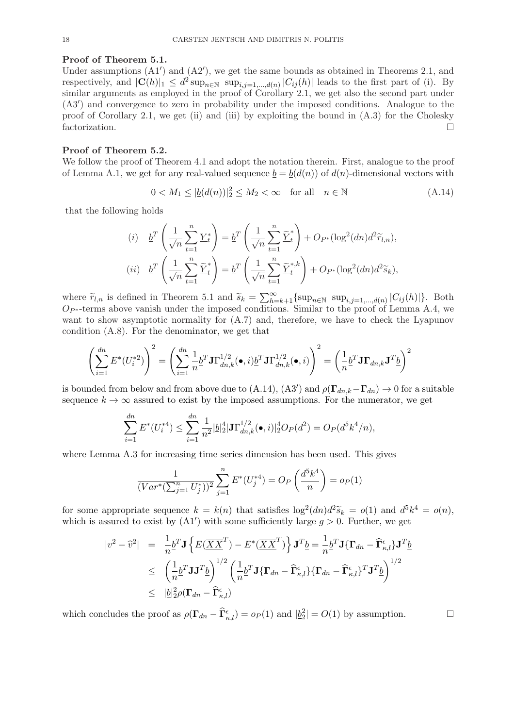**Proof of Theorem 5.1.**

Under assumptions (A1′) and (A2′), we get the same bounds as obtained in Theorems 2.1, and respectively, and $|\mathbf{C}(h)|_1 \leq d^2 \sup_{n\in\mathbb{N}} \sup_{i,j=1,\ldots,d(n)} |C_{ij}(h)|$ leads to the first part of (i). By similar arguments as employed in the proof of Corollary 2.1, we get also the second part under (A3′) and convergence to zero in probability under the imposed conditions. Analogue to the proof of Corollary 2.1, we get (ii) and (iii) by exploiting the bound in (A.3) for the Cholesky factorization. $\square$

**Proof of Theorem 5.2.**

We follow the proof of Theorem 4.1 and adopt the notation therein. First, analogue to the proof of Lemma A.1, we get for any real-valued sequence $\underline{b} = \underline{b}(d(n))$ of $d(n)$-dimensional vectors with

$$0 < M_1 \leq |\underline{b}(d(n))|_2^2 \leq M_2 < \infty \quad \text{for all} \quad n \in \mathbb{N} \tag{A.14}$$

that the following holds

$$\begin{aligned}
(i) \quad & \underline{b}^T \left( \frac{1}{\sqrt{n}} \sum_{t=1}^n \underline{Y}_t^* \right) = \underline{b}^T \left( \frac{1}{\sqrt{n}} \sum_{t=1}^n \underline{\widetilde{Y}}_t^* \right) + O_{P^*}(\log^2(dn) d^2 \widetilde{r}_{l,n}), \\
(ii) \quad & \underline{b}^T \left( \frac{1}{\sqrt{n}} \sum_{t=1}^n \underline{\widetilde{Y}}_t^* \right) = \underline{b}^T \left( \frac{1}{\sqrt{n}} \sum_{t=1}^n \underline{\widetilde{Y}}_t^{*,k} \right) + O_{P^*}(\log^2(dn) d^2 \widetilde{s}_k),
\end{aligned}$$

where $\widetilde{r}_{l,n}$ is defined in Theorem 5.1 and $\widetilde{s}_k = \sum_{h=k+1}^\infty \{\sup_{n\in\mathbb{N}} \sup_{i,j=1,\ldots,d(n)} |C_{ij}(h)|\}$. Both $O_{P^*}$-terms above vanish under the imposed conditions. Similar to the proof of Lemma A.4, we want to show asymptotic normality for (A.7) and, therefore, we have to check the Lyapunov condition (A.8). For the denominator, we get that

$$\left( \sum_{i=1}^{dn} E^*(U_i^{*2}) \right)^2 = \left( \sum_{i=1}^{dn} \frac{1}{n} \underline{b}^T \mathbf{J} \Gamma_{dn,k}^{1/2}(\bullet, i) \underline{b}^T \mathbf{J} \Gamma_{dn,k}^{1/2}(\bullet, i) \right)^2 = \left( \frac{1}{n} \underline{b}^T \mathbf{J} \mathbf{\Gamma}_{dn,k} \mathbf{J}^T \underline{b} \right)^2$$

is bounded from below and from above due to (A.14), (A3′) and $\rho(\mathbf{\Gamma}_{dn,k} - \mathbf{\Gamma}_{dn}) \to 0$ for a suitable sequence $k \to \infty$ assured to exist by the imposed assumptions. For the numerator, we get

$$\sum_{i=1}^{dn} E^*(U_i^{*4}) \leq \sum_{i=1}^{dn} \frac{1}{n^2} |\underline{b}|_2^4 |\mathbf{J} \Gamma_{dn,k}^{1/2}(\bullet, i)|_2^4 O_P(d^2) = O_P(d^5 k^4 / n),$$

where Lemma A.3 for increasing time series dimension has been used. This gives

$$\frac{1}{(Var^*(\sum_{j=1}^n U_j^*))^2} \sum_{j=1}^n E^*(U_j^{*4}) = O_P\left( \frac{d^5 k^4}{n} \right) = o_P(1)$$

for some appropriate sequence $k = k(n)$ that satisfies $\log^2(dn) d^2 \widetilde{s}_k = o(1)$ and $d^5 k^4 = o(n)$, which is assured to exist by (A1′) with some sufficiently large $g > 0$. Further, we get

$$\begin{aligned}
|v^2 - \widehat{v}^2| &= \frac{1}{n} \underline{b}^T \mathbf{J} \left\{ E(\underline{XX}^T) - E^*(\underline{XX}^T) \right\} \mathbf{J}^T \underline{b} = \frac{1}{n} \underline{b}^T \mathbf{J} \{ \mathbf{\Gamma}_{dn} - \widehat{\mathbf{\Gamma}}_{\kappa,l}^\epsilon \} \mathbf{J}^T \underline{b} \\
&\leq \left( \frac{1}{n} \underline{b}^T \mathbf{J} \mathbf{J}^T \underline{b} \right)^{1/2} \left( \frac{1}{n} \underline{b}^T \mathbf{J} \{ \mathbf{\Gamma}_{dn} - \widehat{\mathbf{\Gamma}}_{\kappa,l}^\epsilon \} \{ \mathbf{\Gamma}_{dn} - \widehat{\mathbf{\Gamma}}_{\kappa,l}^\epsilon \}^T \mathbf{J}^T \underline{b} \right)^{1/2} \\
&\leq |\underline{b}|_2^2 \rho(\mathbf{\Gamma}_{dn} - \widehat{\mathbf{\Gamma}}_{\kappa,l}^\epsilon)
\end{aligned}$$

which concludes the proof as $\rho(\mathbf{\Gamma}_{dn} - \widehat{\mathbf{\Gamma}}_{\kappa,l}^\epsilon) = o_P(1)$ and $|\underline{b}_2^2| = O(1)$ by assumption. $\square$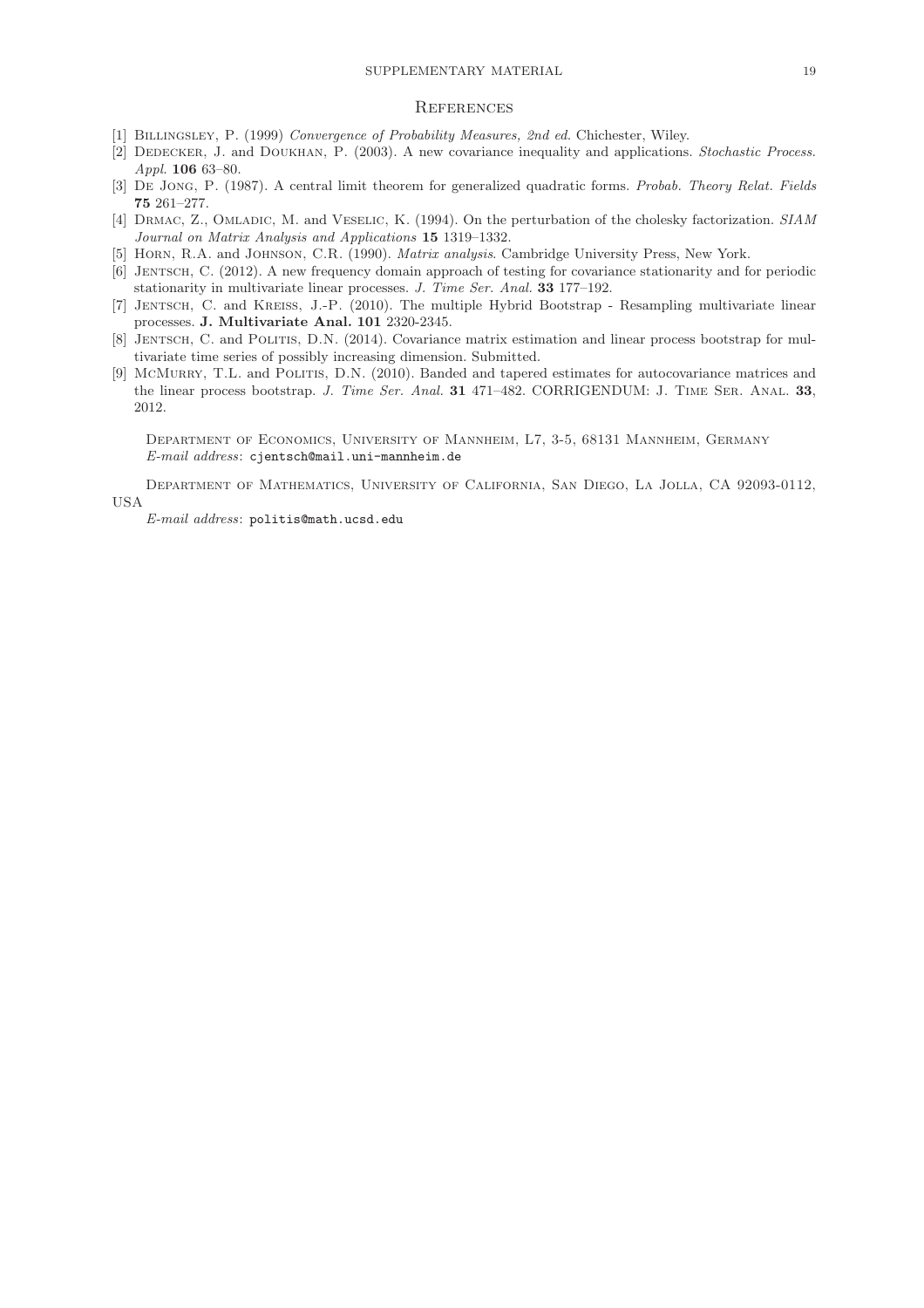## References

[1] Billingsley, P. (1999) *Convergence of Probability Measures, 2nd ed.* Chichester, Wiley.

[2] Dedecker, J. and Doukhan, P. (2003). A new covariance inequality and applications. *Stochastic Process. Appl.* **106** 63–80.

[3] De Jong, P. (1987). A central limit theorem for generalized quadratic forms. *Probab. Theory Relat. Fields* **75** 261–277.

[4] Drmac, Z., Omladic, M. and Veselic, K. (1994). On the perturbation of the cholesky factorization. *SIAM Journal on Matrix Analysis and Applications* **15** 1319–1332.

[5] Horn, R.A. and Johnson, C.R. (1990). *Matrix analysis*. Cambridge University Press, New York.

[6] Jentsch, C. (2012). A new frequency domain approach of testing for covariance stationarity and for periodic stationarity in multivariate linear processes. *J. Time Ser. Anal.* **33** 177–192.

[7] Jentsch, C. and Kreiss, J.-P. (2010). The multiple Hybrid Bootstrap - Resampling multivariate linear processes. **J. Multivariate Anal. 101** 2320-2345.

[8] Jentsch, C. and Politis, D.N. (2014). Covariance matrix estimation and linear process bootstrap for multivariate time series of possibly increasing dimension. Submitted.

[9] McMurry, T.L. and Politis, D.N. (2010). Banded and tapered estimates for autocovariance matrices and the linear process bootstrap. *J. Time Ser. Anal.* **31** 471–482. CORRIGENDUM: J. Time Ser. Anal. **33**, 2012.

Department of Economics, University of Mannheim, L7, 3-5, 68131 Mannheim, Germany
*E-mail address*: cjentsch@mail.uni-mannheim.de

Department of Mathematics, University of California, San Diego, La Jolla, CA 92093-0112, USA
*E-mail address*: politis@math.ucsd.edu